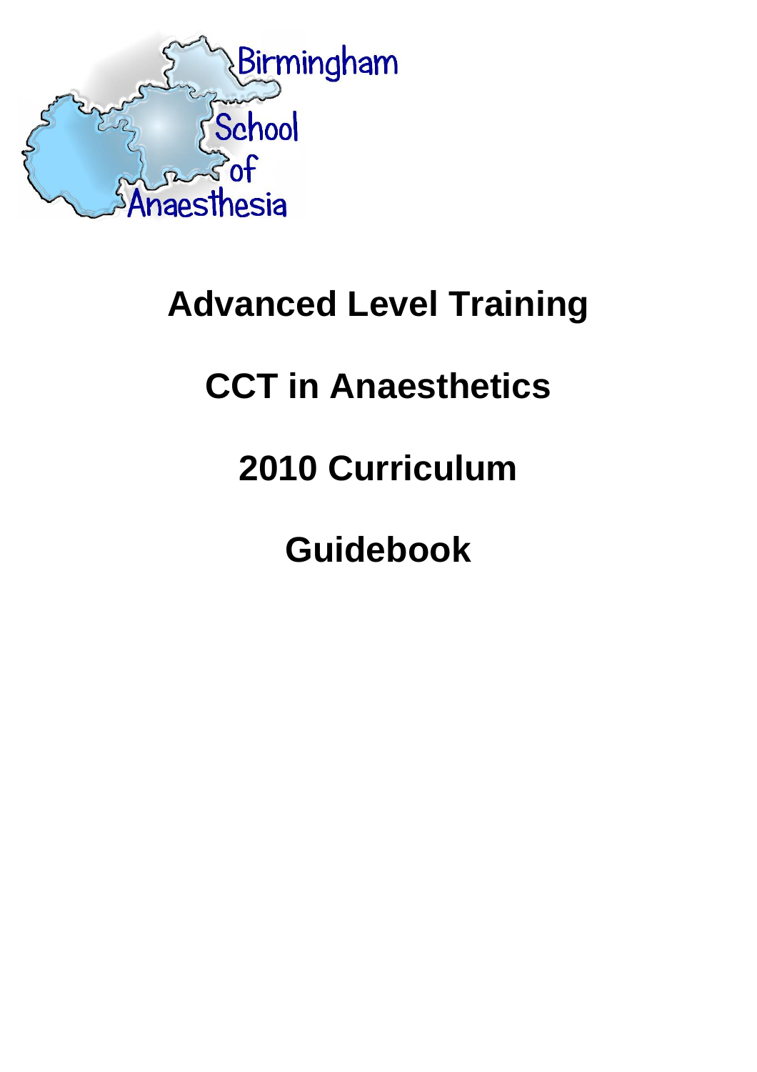Birmingham School of Anaesthesia

# Advanced Level Training

# CCT in Anaesthetics

# 2010 Curriculum

# Guidebook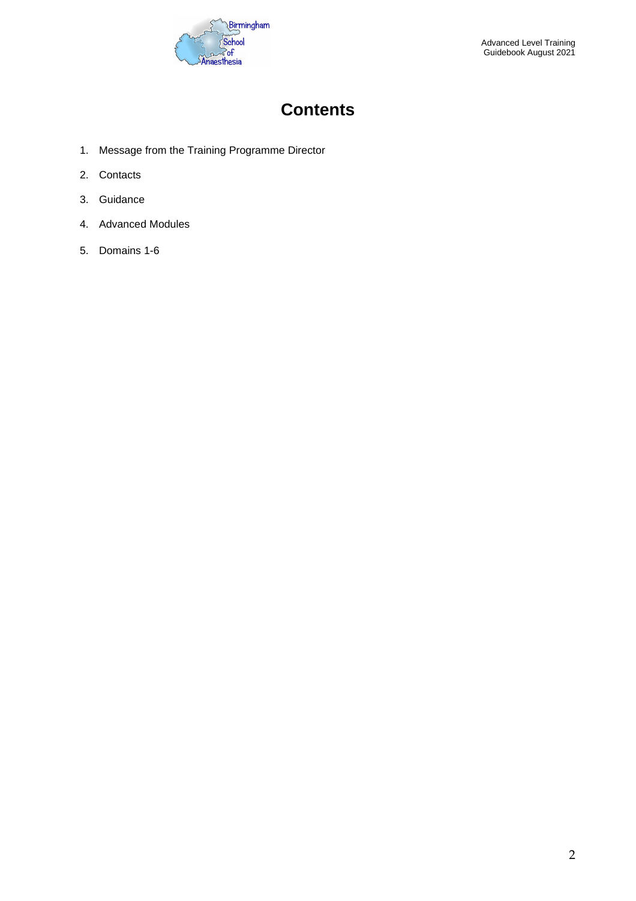# Contents

1. Message from the Training Programme Director
2. Contacts
3. Guidance
4. Advanced Modules
5. Domains 1-6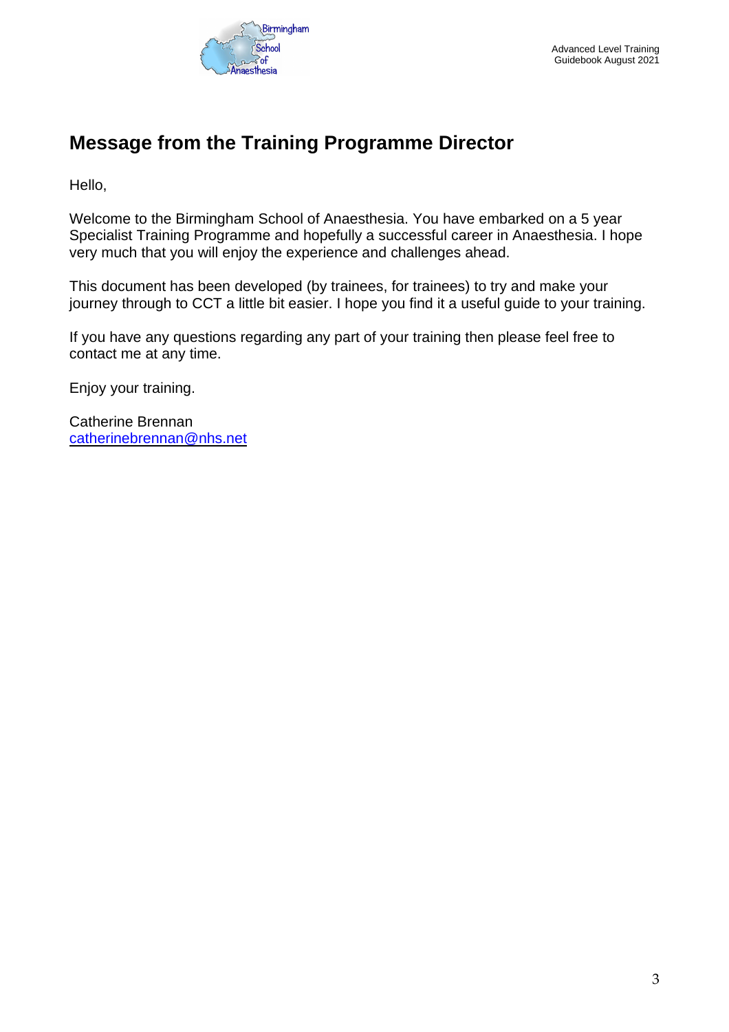## Message from the Training Programme Director

Hello,

Welcome to the Birmingham School of Anaesthesia. You have embarked on a 5 year Specialist Training Programme and hopefully a successful career in Anaesthesia. I hope very much that you will enjoy the experience and challenges ahead.

This document has been developed (by trainees, for trainees) to try and make your journey through to CCT a little bit easier. I hope you find it a useful guide to your training.

If you have any questions regarding any part of your training then please feel free to contact me at any time.

Enjoy your training.

Catherine Brennan
catherinebrennan@nhs.net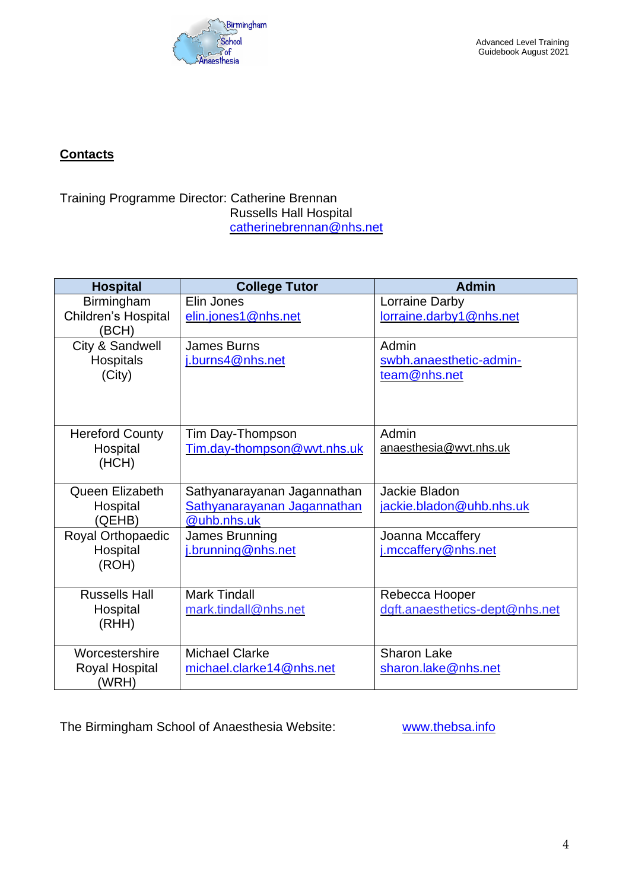## Contacts

Training Programme Director: Catherine Brennan
Russells Hall Hospital
catherinebrennan@nhs.net

| Hospital | College Tutor | Admin |
|---|---|---|
| Birmingham Children's Hospital (BCH) | Elin Jones elin.jones1@nhs.net | Lorraine Darby lorraine.darby1@nhs.net |
| City & Sandwell Hospitals (City) | James Burns j.burns4@nhs.net | Admin swbh.anaesthetic-admin-team@nhs.net |
| Hereford County Hospital (HCH) | Tim Day-Thompson Tim.day-thompson@wvt.nhs.uk | Admin anaesthesia@wvt.nhs.uk |
| Queen Elizabeth Hospital (QEHB) | Sathyanarayanan Jagannathan Sathyanarayanan Jagannathan @uhb.nhs.uk | Jackie Bladon jackie.bladon@uhb.nhs.uk |
| Royal Orthopaedic Hospital (ROH) | James Brunning j.brunning@nhs.net | Joanna Mccaffery j.mccaffery@nhs.net |
| Russells Hall Hospital (RHH) | Mark Tindall mark.tindall@nhs.net | Rebecca Hooper dgft.anaesthetics-dept@nhs.net |
| Worcestershire Royal Hospital (WRH) | Michael Clarke michael.clarke14@nhs.net | Sharon Lake sharon.lake@nhs.net |

The Birmingham School of Anaesthesia Website: www.thebsa.info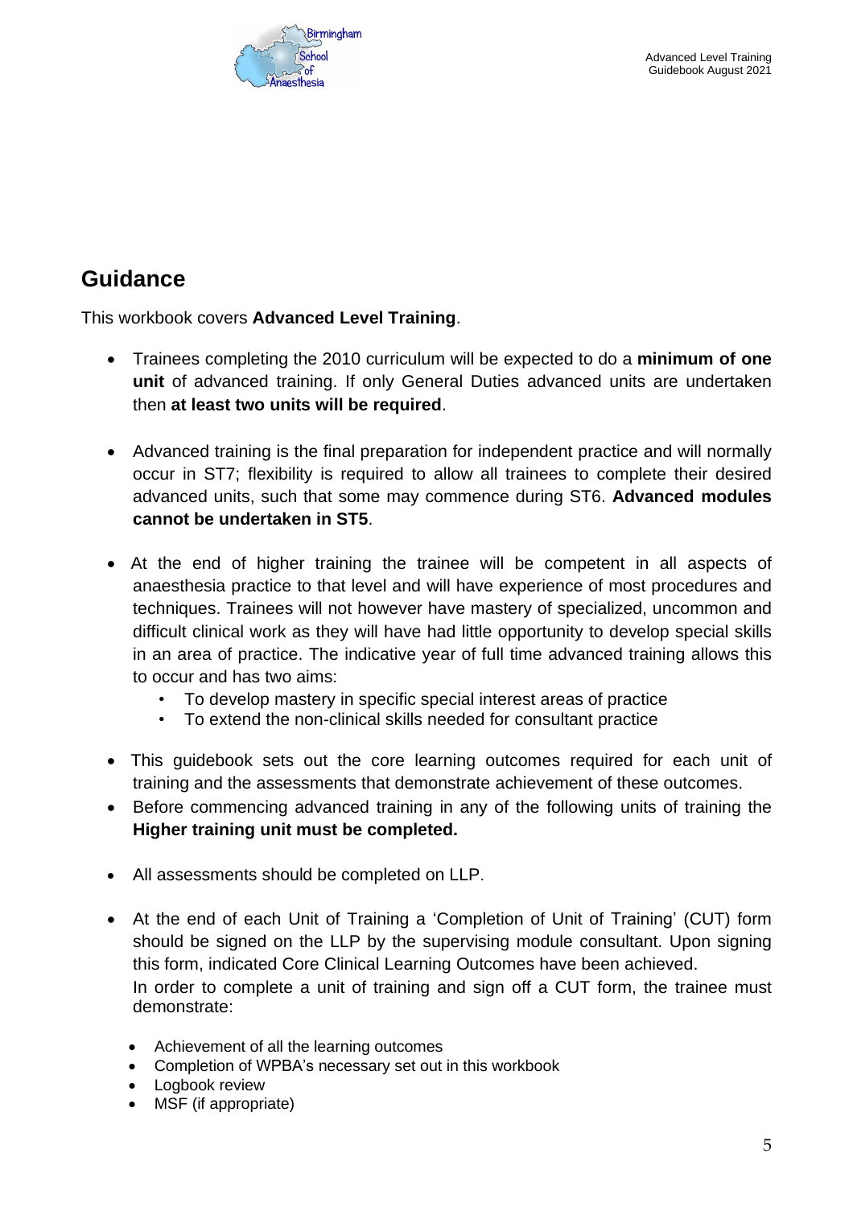## Guidance

This workbook covers **Advanced Level Training**.

- Trainees completing the 2010 curriculum will be expected to do a **minimum of one unit** of advanced training. If only General Duties advanced units are undertaken then **at least two units will be required**.

- Advanced training is the final preparation for independent practice and will normally occur in ST7; flexibility is required to allow all trainees to complete their desired advanced units, such that some may commence during ST6. **Advanced modules cannot be undertaken in ST5**.

- At the end of higher training the trainee will be competent in all aspects of anaesthesia practice to that level and will have experience of most procedures and techniques. Trainees will not however have mastery of specialized, uncommon and difficult clinical work as they will have had little opportunity to develop special skills in an area of practice. The indicative year of full time advanced training allows this to occur and has two aims:
  - To develop mastery in specific special interest areas of practice
  - To extend the non-clinical skills needed for consultant practice

- This guidebook sets out the core learning outcomes required for each unit of training and the assessments that demonstrate achievement of these outcomes.
- Before commencing advanced training in any of the following units of training the **Higher training unit must be completed.**

- All assessments should be completed on LLP.

- At the end of each Unit of Training a 'Completion of Unit of Training' (CUT) form should be signed on the LLP by the supervising module consultant. Upon signing this form, indicated Core Clinical Learning Outcomes have been achieved.
  In order to complete a unit of training and sign off a CUT form, the trainee must demonstrate:

  - Achievement of all the learning outcomes
  - Completion of WPBA's necessary set out in this workbook
  - Logbook review
  - MSF (if appropriate)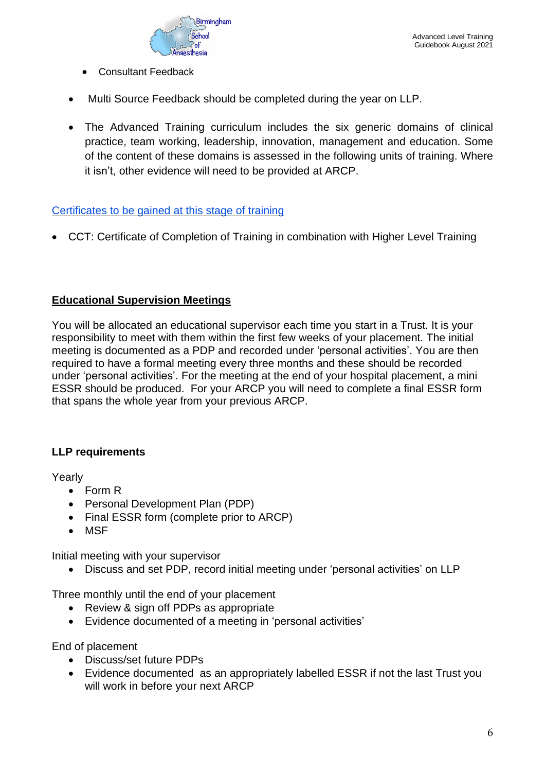- Consultant Feedback

- Multi Source Feedback should be completed during the year on LLP.

- The Advanced Training curriculum includes the six generic domains of clinical practice, team working, leadership, innovation, management and education. Some of the content of these domains is assessed in the following units of training. Where it isn't, other evidence will need to be provided at ARCP.

Certificates to be gained at this stage of training

- CCT: Certificate of Completion of Training in combination with Higher Level Training

## Educational Supervision Meetings

You will be allocated an educational supervisor each time you start in a Trust. It is your responsibility to meet with them within the first few weeks of your placement. The initial meeting is documented as a PDP and recorded under 'personal activities'. You are then required to have a formal meeting every three months and these should be recorded under 'personal activities'. For the meeting at the end of your hospital placement, a mini ESSR should be produced. For your ARCP you will need to complete a final ESSR form that spans the whole year from your previous ARCP.

### LLP requirements

Yearly

- Form R
- Personal Development Plan (PDP)
- Final ESSR form (complete prior to ARCP)
- MSF

Initial meeting with your supervisor

- Discuss and set PDP, record initial meeting under 'personal activities' on LLP

Three monthly until the end of your placement

- Review & sign off PDPs as appropriate
- Evidence documented of a meeting in 'personal activities'

End of placement

- Discuss/set future PDPs
- Evidence documented as an appropriately labelled ESSR if not the last Trust you will work in before your next ARCP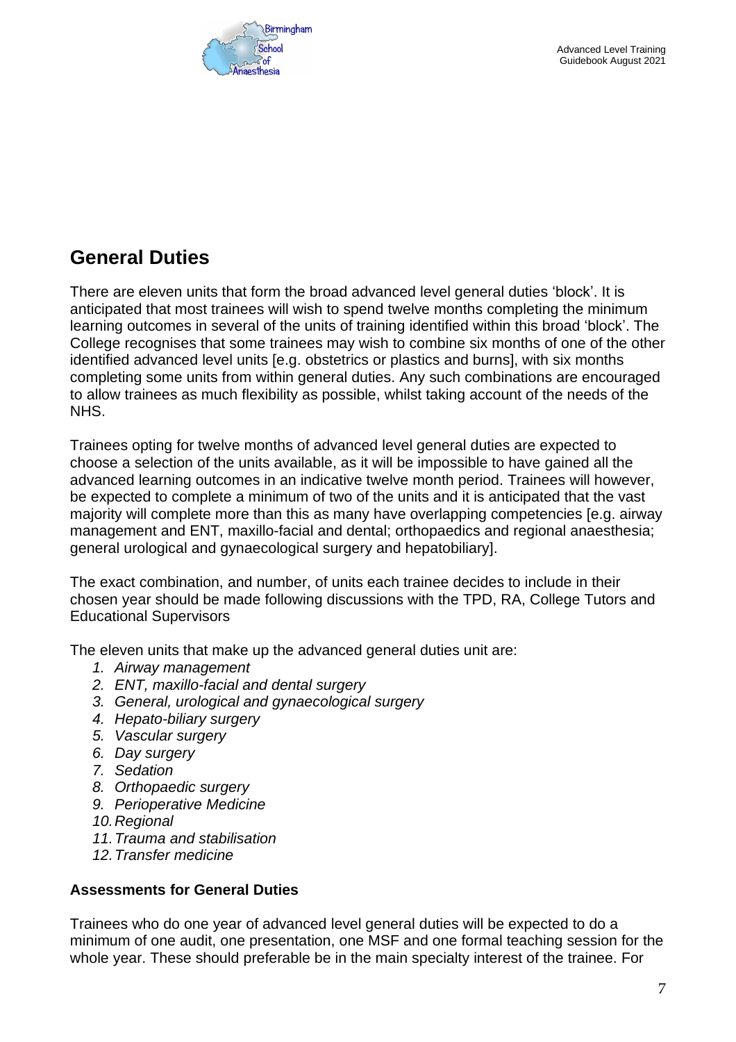## General Duties

There are eleven units that form the broad advanced level general duties 'block'. It is anticipated that most trainees will wish to spend twelve months completing the minimum learning outcomes in several of the units of training identified within this broad 'block'. The College recognises that some trainees may wish to combine six months of one of the other identified advanced level units [e.g. obstetrics or plastics and burns], with six months completing some units from within general duties. Any such combinations are encouraged to allow trainees as much flexibility as possible, whilst taking account of the needs of the NHS.

Trainees opting for twelve months of advanced level general duties are expected to choose a selection of the units available, as it will be impossible to have gained all the advanced learning outcomes in an indicative twelve month period. Trainees will however, be expected to complete a minimum of two of the units and it is anticipated that the vast majority will complete more than this as many have overlapping competencies [e.g. airway management and ENT, maxillo-facial and dental; orthopaedics and regional anaesthesia; general urological and gynaecological surgery and hepatobiliary].

The exact combination, and number, of units each trainee decides to include in their chosen year should be made following discussions with the TPD, RA, College Tutors and Educational Supervisors

The eleven units that make up the advanced general duties unit are:

1. *Airway management*
2. *ENT, maxillo-facial and dental surgery*
3. *General, urological and gynaecological surgery*
4. *Hepato-biliary surgery*
5. *Vascular surgery*
6. *Day surgery*
7. *Sedation*
8. *Orthopaedic surgery*
9. *Perioperative Medicine*
10. *Regional*
11. *Trauma and stabilisation*
12. *Transfer medicine*

**Assessments for General Duties**

Trainees who do one year of advanced level general duties will be expected to do a minimum of one audit, one presentation, one MSF and one formal teaching session for the whole year. These should preferable be in the main specialty interest of the trainee. For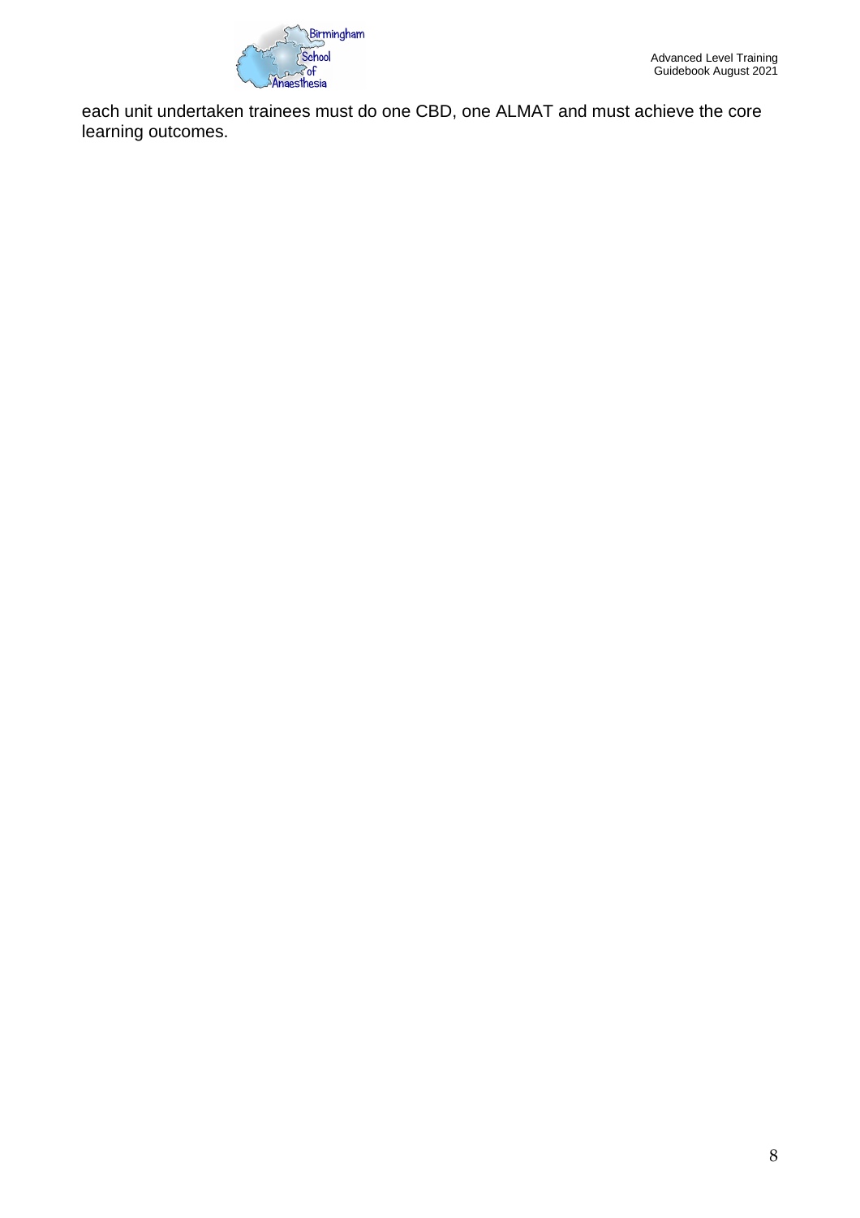each unit undertaken trainees must do one CBD, one ALMAT and must achieve the core learning outcomes.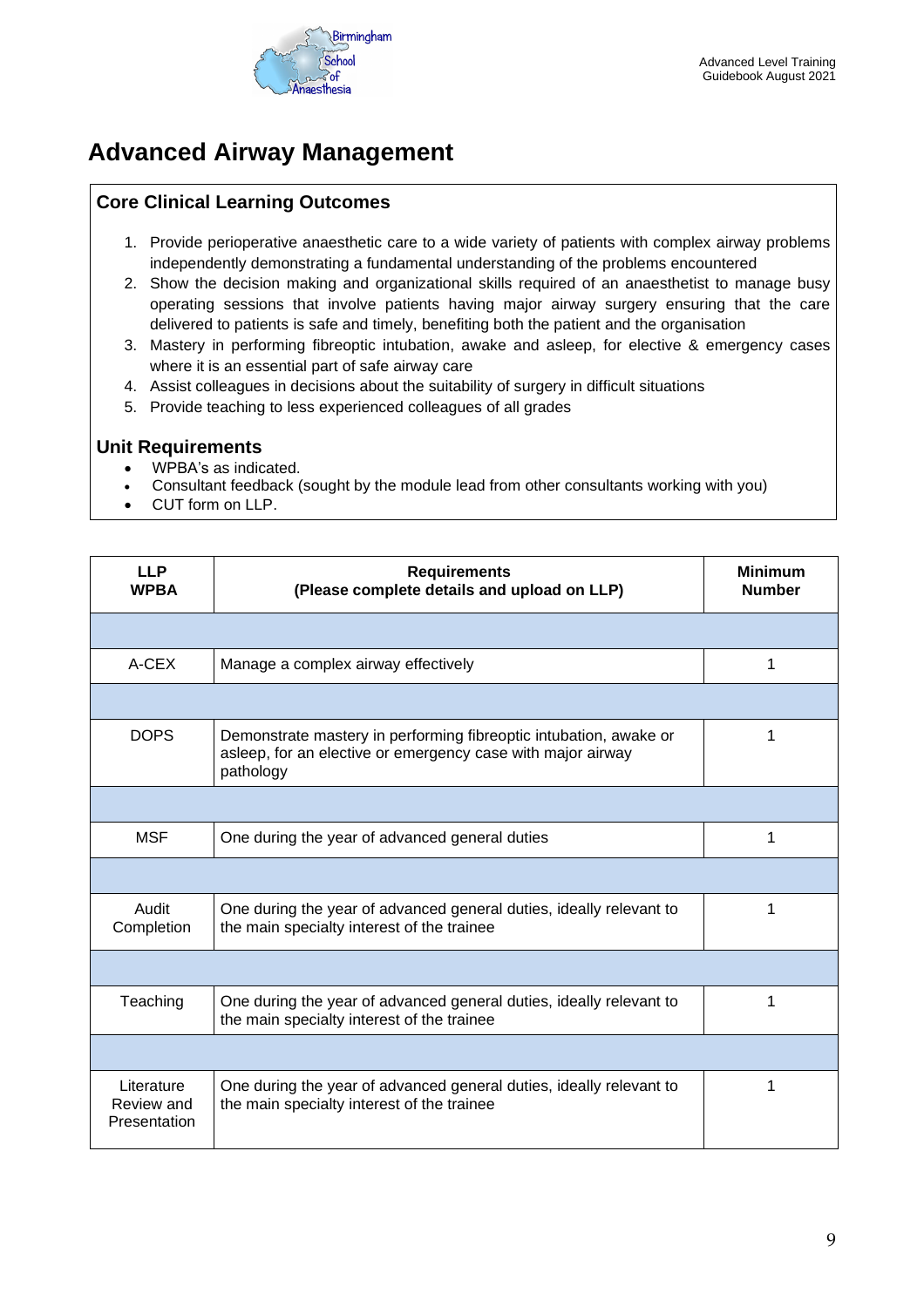# Advanced Airway Management

## Core Clinical Learning Outcomes

1. Provide perioperative anaesthetic care to a wide variety of patients with complex airway problems independently demonstrating a fundamental understanding of the problems encountered
2. Show the decision making and organizational skills required of an anaesthetist to manage busy operating sessions that involve patients having major airway surgery ensuring that the care delivered to patients is safe and timely, benefiting both the patient and the organisation
3. Mastery in performing fibreoptic intubation, awake and asleep, for elective & emergency cases where it is an essential part of safe airway care
4. Assist colleagues in decisions about the suitability of surgery in difficult situations
5. Provide teaching to less experienced colleagues of all grades

## Unit Requirements

- WPBA's as indicated.
- Consultant feedback (sought by the module lead from other consultants working with you)
- CUT form on LLP.

| LLP WPBA | Requirements (Please complete details and upload on LLP) | Minimum Number |
|---|---|---|
| | | |
| A-CEX | Manage a complex airway effectively | 1 |
| | | |
| DOPS | Demonstrate mastery in performing fibreoptic intubation, awake or asleep, for an elective or emergency case with major airway pathology | 1 |
| | | |
| MSF | One during the year of advanced general duties | 1 |
| | | |
| Audit Completion | One during the year of advanced general duties, ideally relevant to the main specialty interest of the trainee | 1 |
| | | |
| Teaching | One during the year of advanced general duties, ideally relevant to the main specialty interest of the trainee | 1 |
| | | |
| Literature Review and Presentation | One during the year of advanced general duties, ideally relevant to the main specialty interest of the trainee | 1 |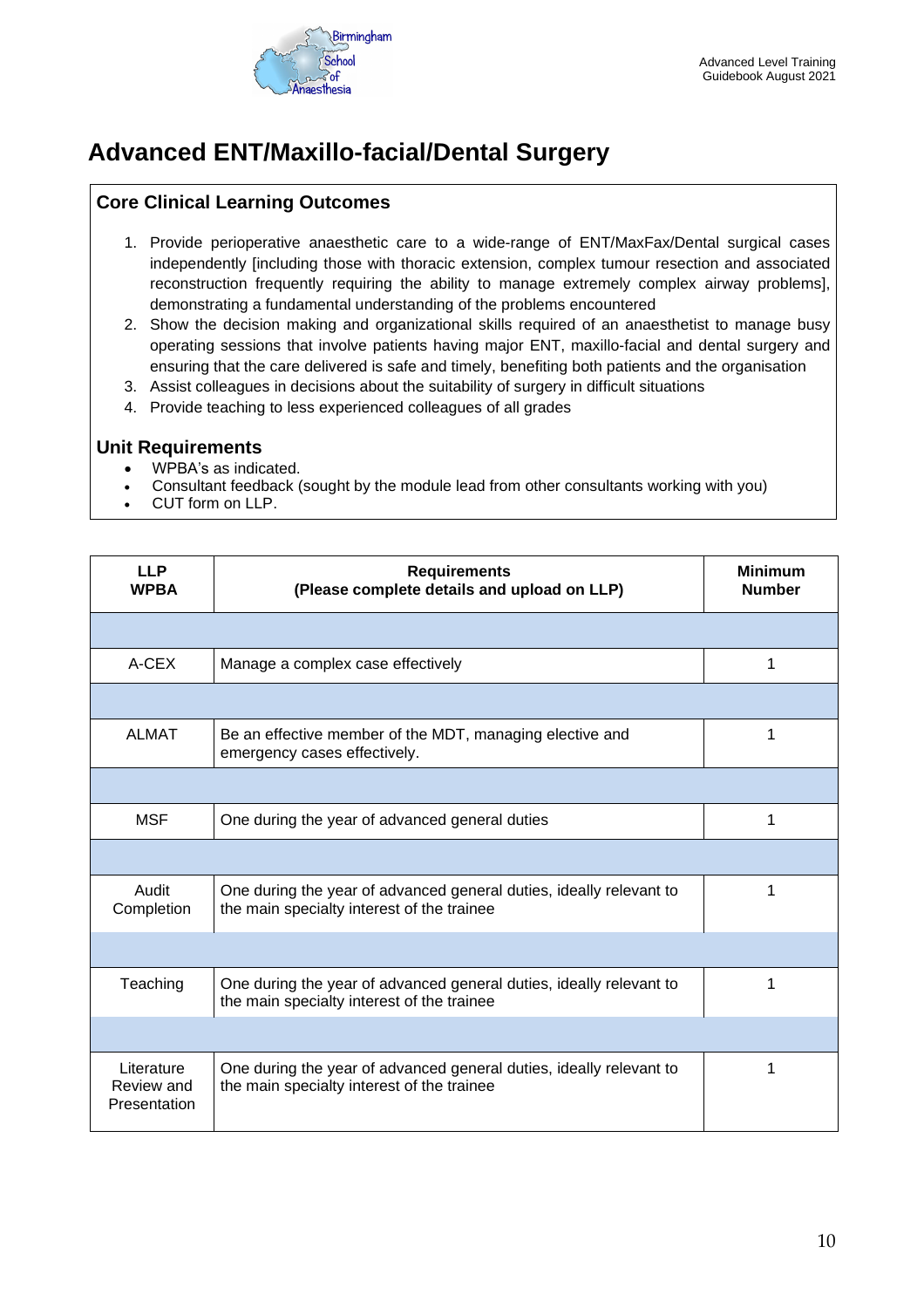# Advanced ENT/Maxillo-facial/Dental Surgery

## Core Clinical Learning Outcomes

1. Provide perioperative anaesthetic care to a wide-range of ENT/MaxFax/Dental surgical cases independently [including those with thoracic extension, complex tumour resection and associated reconstruction frequently requiring the ability to manage extremely complex airway problems], demonstrating a fundamental understanding of the problems encountered
2. Show the decision making and organizational skills required of an anaesthetist to manage busy operating sessions that involve patients having major ENT, maxillo-facial and dental surgery and ensuring that the care delivered is safe and timely, benefiting both patients and the organisation
3. Assist colleagues in decisions about the suitability of surgery in difficult situations
4. Provide teaching to less experienced colleagues of all grades

## Unit Requirements

- WPBA's as indicated.
- Consultant feedback (sought by the module lead from other consultants working with you)
- CUT form on LLP.

| LLP WPBA | Requirements (Please complete details and upload on LLP) | Minimum Number |
|---|---|---|
| | | |
| A-CEX | Manage a complex case effectively | 1 |
| | | |
| ALMAT | Be an effective member of the MDT, managing elective and emergency cases effectively. | 1 |
| | | |
| MSF | One during the year of advanced general duties | 1 |
| | | |
| Audit Completion | One during the year of advanced general duties, ideally relevant to the main specialty interest of the trainee | 1 |
| | | |
| Teaching | One during the year of advanced general duties, ideally relevant to the main specialty interest of the trainee | 1 |
| | | |
| Literature Review and Presentation | One during the year of advanced general duties, ideally relevant to the main specialty interest of the trainee | 1 |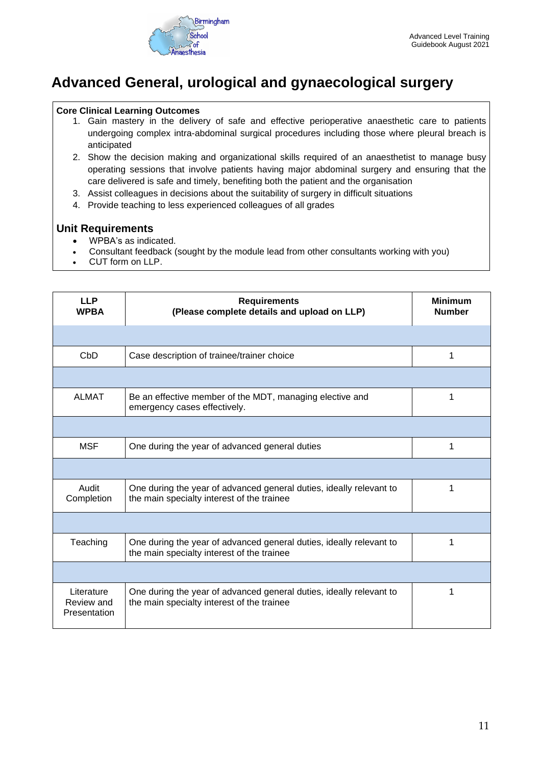# Advanced General, urological and gynaecological surgery

**Core Clinical Learning Outcomes**

1. Gain mastery in the delivery of safe and effective perioperative anaesthetic care to patients undergoing complex intra-abdominal surgical procedures including those where pleural breach is anticipated
2. Show the decision making and organizational skills required of an anaesthetist to manage busy operating sessions that involve patients having major abdominal surgery and ensuring that the care delivered is safe and timely, benefiting both the patient and the organisation
3. Assist colleagues in decisions about the suitability of surgery in difficult situations
4. Provide teaching to less experienced colleagues of all grades

## Unit Requirements

- WPBA's as indicated.
- Consultant feedback (sought by the module lead from other consultants working with you)
- CUT form on LLP.

| LLP WPBA | Requirements (Please complete details and upload on LLP) | Minimum Number |
|---|---|---|
| | | |
| CbD | Case description of trainee/trainer choice | 1 |
| | | |
| ALMAT | Be an effective member of the MDT, managing elective and emergency cases effectively. | 1 |
| | | |
| MSF | One during the year of advanced general duties | 1 |
| | | |
| Audit Completion | One during the year of advanced general duties, ideally relevant to the main specialty interest of the trainee | 1 |
| | | |
| Teaching | One during the year of advanced general duties, ideally relevant to the main specialty interest of the trainee | 1 |
| | | |
| Literature Review and Presentation | One during the year of advanced general duties, ideally relevant to the main specialty interest of the trainee | 1 |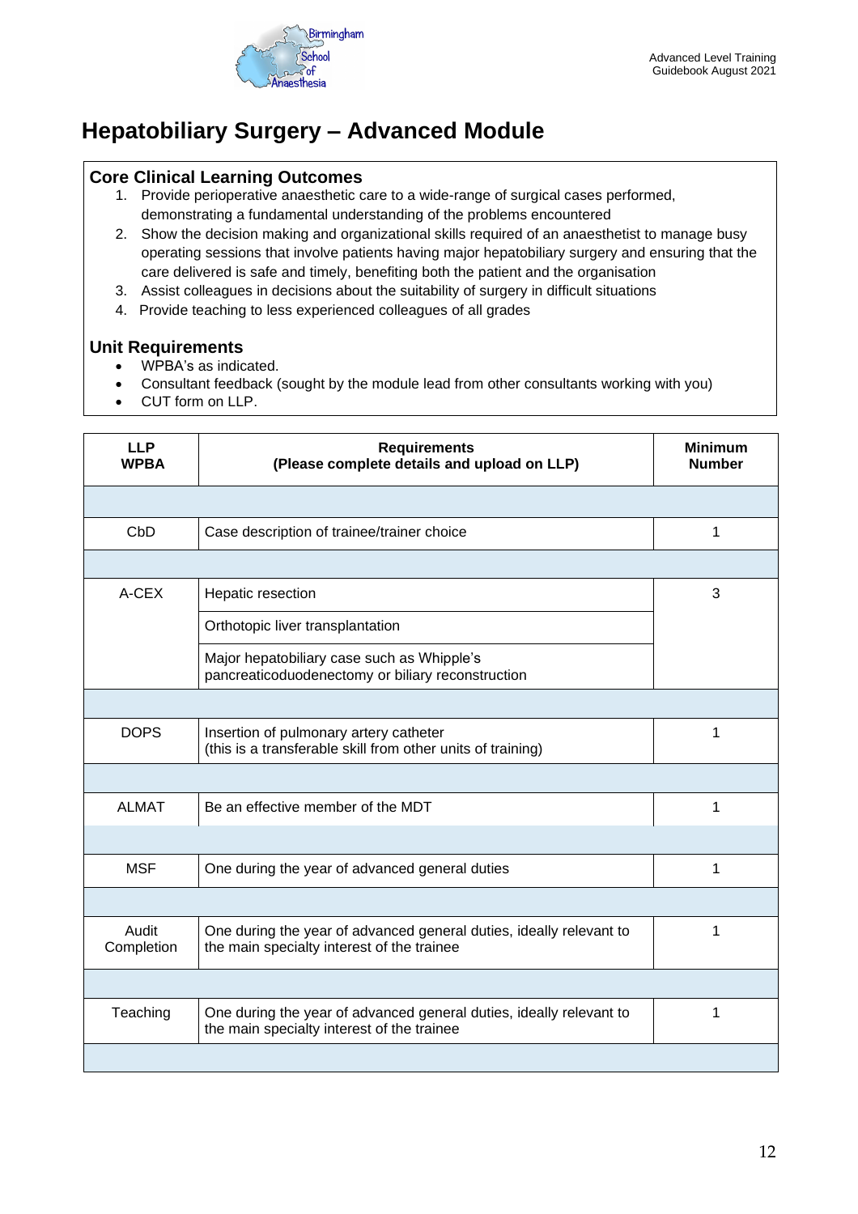# Hepatobiliary Surgery – Advanced Module

## Core Clinical Learning Outcomes

1. Provide perioperative anaesthetic care to a wide-range of surgical cases performed, demonstrating a fundamental understanding of the problems encountered
2. Show the decision making and organizational skills required of an anaesthetist to manage busy operating sessions that involve patients having major hepatobiliary surgery and ensuring that the care delivered is safe and timely, benefiting both the patient and the organisation
3. Assist colleagues in decisions about the suitability of surgery in difficult situations
4. Provide teaching to less experienced colleagues of all grades

## Unit Requirements

- WPBA's as indicated.
- Consultant feedback (sought by the module lead from other consultants working with you)
- CUT form on LLP.

| LLP WPBA | Requirements (Please complete details and upload on LLP) | Minimum Number |
|---|---|---|
| | | |
| CbD | Case description of trainee/trainer choice | 1 |
| | | |
| A-CEX | Hepatic resection | 3 |
| | Orthotopic liver transplantation | |
| | Major hepatobiliary case such as Whipple's pancreaticoduodenectomy or biliary reconstruction | |
| | | |
| DOPS | Insertion of pulmonary artery catheter (this is a transferable skill from other units of training) | 1 |
| | | |
| ALMAT | Be an effective member of the MDT | 1 |
| | | |
| MSF | One during the year of advanced general duties | 1 |
| | | |
| Audit Completion | One during the year of advanced general duties, ideally relevant to the main specialty interest of the trainee | 1 |
| | | |
| Teaching | One during the year of advanced general duties, ideally relevant to the main specialty interest of the trainee | 1 |
| | | |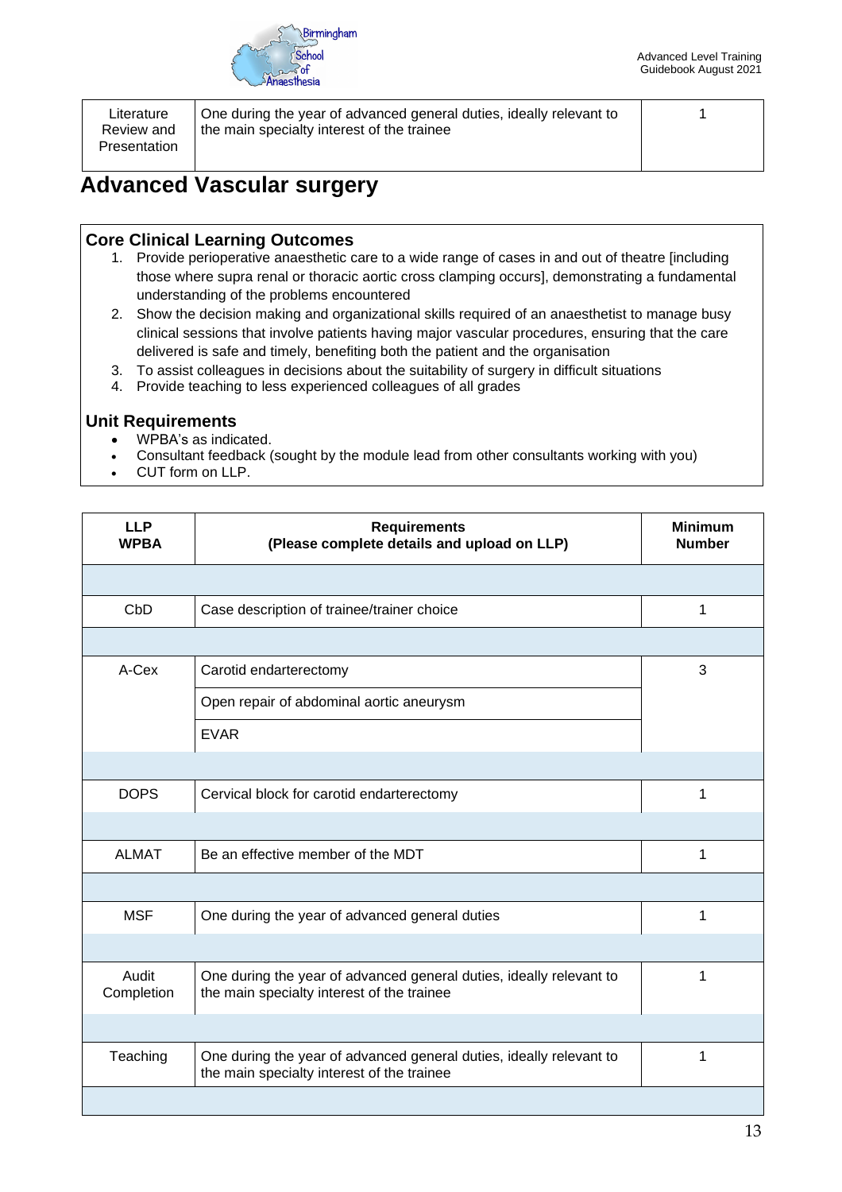| Literature Review and Presentation | One during the year of advanced general duties, ideally relevant to the main specialty interest of the trainee | 1 |
|---|---|---|

## Advanced Vascular surgery

### Core Clinical Learning Outcomes

1. Provide perioperative anaesthetic care to a wide range of cases in and out of theatre [including those where supra renal or thoracic aortic cross clamping occurs], demonstrating a fundamental understanding of the problems encountered
2. Show the decision making and organizational skills required of an anaesthetist to manage busy clinical sessions that involve patients having major vascular procedures, ensuring that the care delivered is safe and timely, benefiting both the patient and the organisation
3. To assist colleagues in decisions about the suitability of surgery in difficult situations
4. Provide teaching to less experienced colleagues of all grades

### Unit Requirements

- WPBA's as indicated.
- Consultant feedback (sought by the module lead from other consultants working with you)
- CUT form on LLP.

| LLP WPBA | Requirements (Please complete details and upload on LLP) | Minimum Number |
|---|---|---|
| | | |
| CbD | Case description of trainee/trainer choice | 1 |
| | | |
| A-Cex | Carotid endarterectomy | 3 |
| | Open repair of abdominal aortic aneurysm | |
| | EVAR | |
| | | |
| DOPS | Cervical block for carotid endarterectomy | 1 |
| | | |
| ALMAT | Be an effective member of the MDT | 1 |
| | | |
| MSF | One during the year of advanced general duties | 1 |
| | | |
| Audit Completion | One during the year of advanced general duties, ideally relevant to the main specialty interest of the trainee | 1 |
| | | |
| Teaching | One during the year of advanced general duties, ideally relevant to the main specialty interest of the trainee | 1 |
| | | |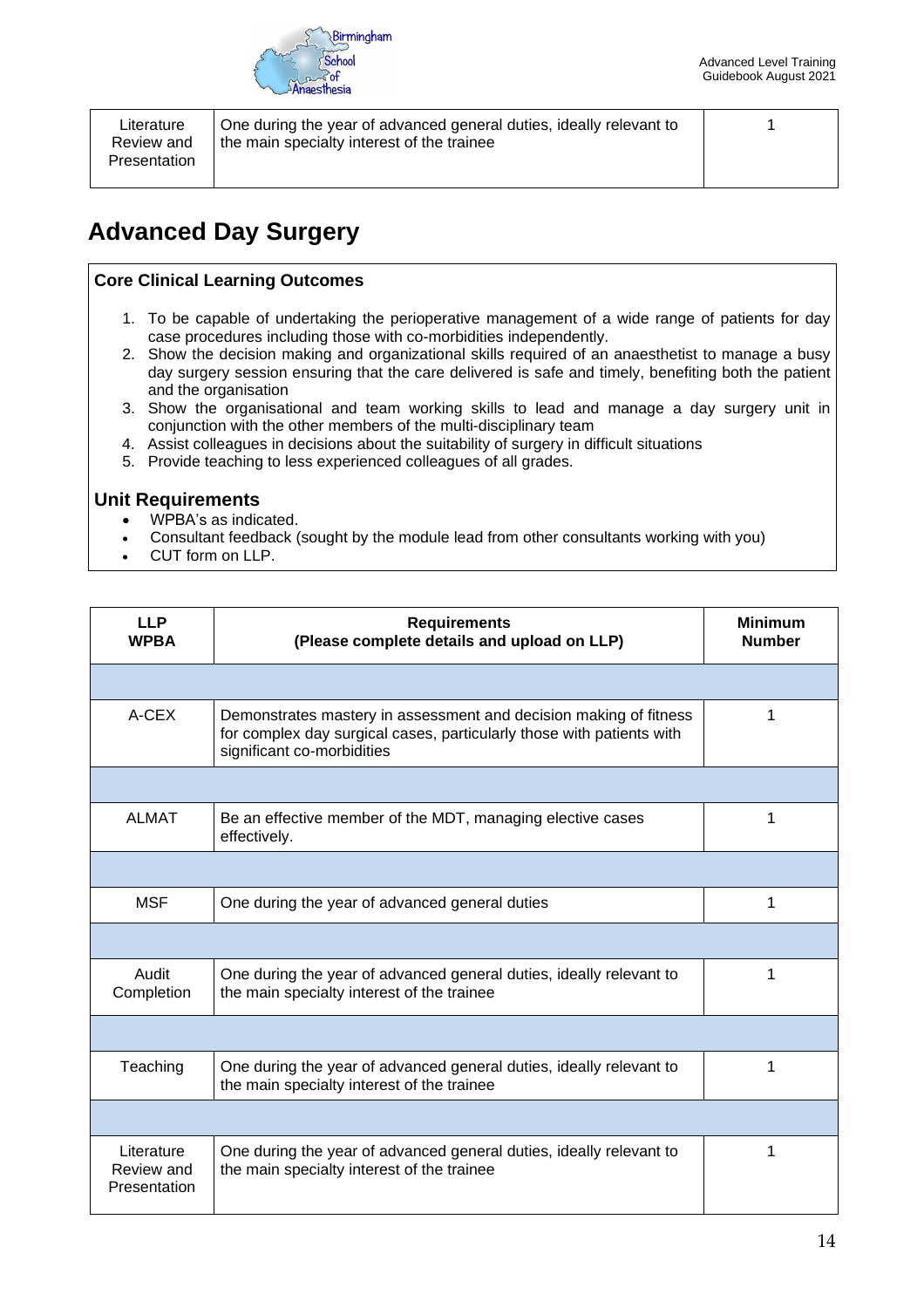| Literature Review and Presentation | One during the year of advanced general duties, ideally relevant to the main specialty interest of the trainee | 1 |
|---|---|---|

## Advanced Day Surgery

**Core Clinical Learning Outcomes**

1. To be capable of undertaking the perioperative management of a wide range of patients for day case procedures including those with co-morbidities independently.
2. Show the decision making and organizational skills required of an anaesthetist to manage a busy day surgery session ensuring that the care delivered is safe and timely, benefiting both the patient and the organisation
3. Show the organisational and team working skills to lead and manage a day surgery unit in conjunction with the other members of the multi-disciplinary team
4. Assist colleagues in decisions about the suitability of surgery in difficult situations
5. Provide teaching to less experienced colleagues of all grades.

### Unit Requirements

- WPBA's as indicated.
- Consultant feedback (sought by the module lead from other consultants working with you)
- CUT form on LLP.

| LLP WPBA | Requirements (Please complete details and upload on LLP) | Minimum Number |
|---|---|---|
| | | |
| A-CEX | Demonstrates mastery in assessment and decision making of fitness for complex day surgical cases, particularly those with patients with significant co-morbidities | 1 |
| | | |
| ALMAT | Be an effective member of the MDT, managing elective cases effectively. | 1 |
| | | |
| MSF | One during the year of advanced general duties | 1 |
| | | |
| Audit Completion | One during the year of advanced general duties, ideally relevant to the main specialty interest of the trainee | 1 |
| | | |
| Teaching | One during the year of advanced general duties, ideally relevant to the main specialty interest of the trainee | 1 |
| | | |
| Literature Review and Presentation | One during the year of advanced general duties, ideally relevant to the main specialty interest of the trainee | 1 |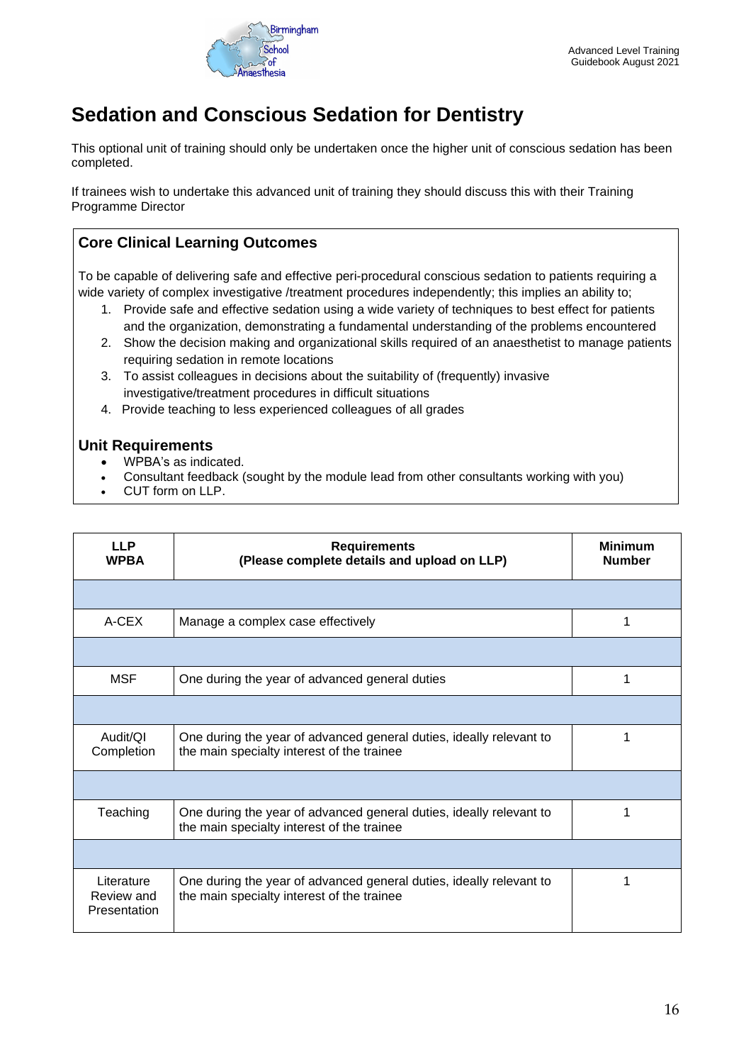# Sedation and Conscious Sedation for Dentistry

This optional unit of training should only be undertaken once the higher unit of conscious sedation has been completed.

If trainees wish to undertake this advanced unit of training they should discuss this with their Training Programme Director

## Core Clinical Learning Outcomes

To be capable of delivering safe and effective peri-procedural conscious sedation to patients requiring a wide variety of complex investigative /treatment procedures independently; this implies an ability to;

1. Provide safe and effective sedation using a wide variety of techniques to best effect for patients and the organization, demonstrating a fundamental understanding of the problems encountered
2. Show the decision making and organizational skills required of an anaesthetist to manage patients requiring sedation in remote locations
3. To assist colleagues in decisions about the suitability of (frequently) invasive investigative/treatment procedures in difficult situations
4. Provide teaching to less experienced colleagues of all grades

## Unit Requirements

- WPBA's as indicated.
- Consultant feedback (sought by the module lead from other consultants working with you)
- CUT form on LLP.

| LLP WPBA | Requirements (Please complete details and upload on LLP) | Minimum Number |
|---|---|---|
| | | |
| A-CEX | Manage a complex case effectively | 1 |
| | | |
| MSF | One during the year of advanced general duties | 1 |
| | | |
| Audit/QI Completion | One during the year of advanced general duties, ideally relevant to the main specialty interest of the trainee | 1 |
| | | |
| Teaching | One during the year of advanced general duties, ideally relevant to the main specialty interest of the trainee | 1 |
| | | |
| Literature Review and Presentation | One during the year of advanced general duties, ideally relevant to the main specialty interest of the trainee | 1 |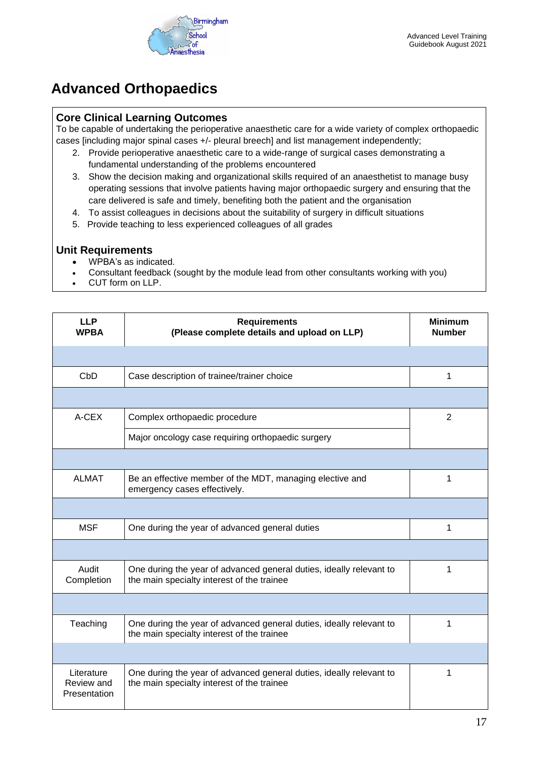# Advanced Orthopaedics

## Core Clinical Learning Outcomes

To be capable of undertaking the perioperative anaesthetic care for a wide variety of complex orthopaedic cases [including major spinal cases +/- pleural breech] and list management independently;

2. Provide perioperative anaesthetic care to a wide-range of surgical cases demonstrating a fundamental understanding of the problems encountered
3. Show the decision making and organizational skills required of an anaesthetist to manage busy operating sessions that involve patients having major orthopaedic surgery and ensuring that the care delivered is safe and timely, benefiting both the patient and the organisation
4. To assist colleagues in decisions about the suitability of surgery in difficult situations
5. Provide teaching to less experienced colleagues of all grades

## Unit Requirements

- WPBA's as indicated.
- Consultant feedback (sought by the module lead from other consultants working with you)
- CUT form on LLP.

| LLP WPBA | Requirements (Please complete details and upload on LLP) | Minimum Number |
|---|---|---|
| | | |
| CbD | Case description of trainee/trainer choice | 1 |
| | | |
| A-CEX | Complex orthopaedic procedure | 2 |
| | Major oncology case requiring orthopaedic surgery | |
| | | |
| ALMAT | Be an effective member of the MDT, managing elective and emergency cases effectively. | 1 |
| | | |
| MSF | One during the year of advanced general duties | 1 |
| | | |
| Audit Completion | One during the year of advanced general duties, ideally relevant to the main specialty interest of the trainee | 1 |
| | | |
| Teaching | One during the year of advanced general duties, ideally relevant to the main specialty interest of the trainee | 1 |
| | | |
| Literature Review and Presentation | One during the year of advanced general duties, ideally relevant to the main specialty interest of the trainee | 1 |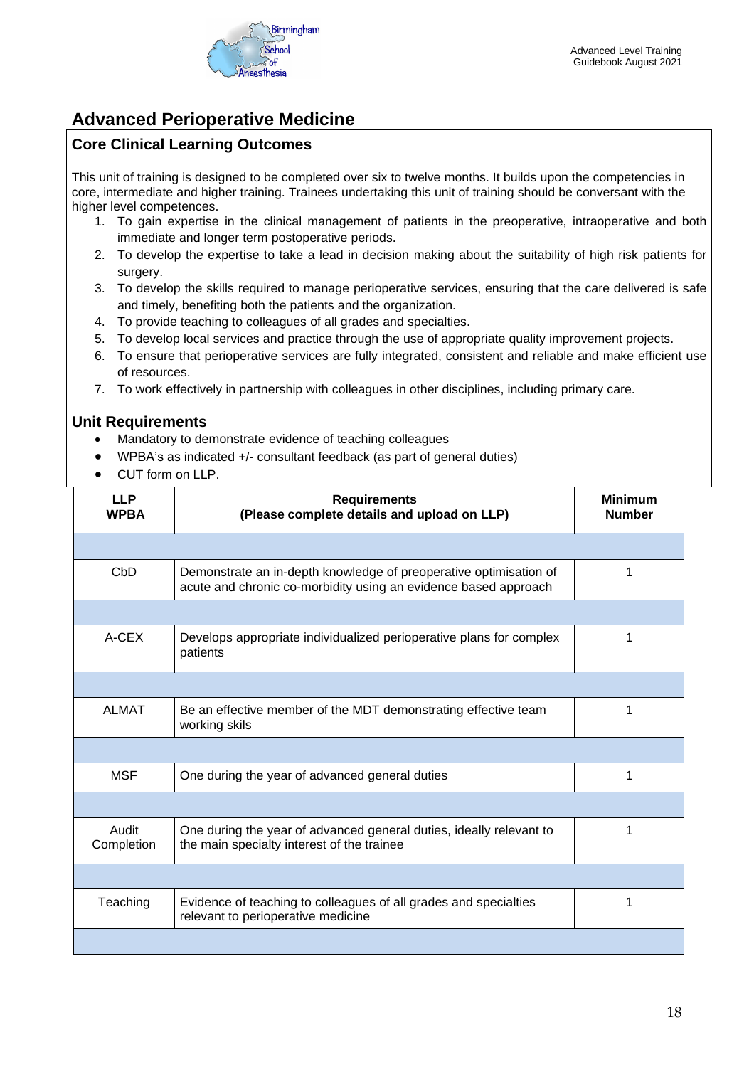## Advanced Perioperative Medicine

### Core Clinical Learning Outcomes

This unit of training is designed to be completed over six to twelve months. It builds upon the competencies in core, intermediate and higher training. Trainees undertaking this unit of training should be conversant with the higher level competences.

1. To gain expertise in the clinical management of patients in the preoperative, intraoperative and both immediate and longer term postoperative periods.
2. To develop the expertise to take a lead in decision making about the suitability of high risk patients for surgery.
3. To develop the skills required to manage perioperative services, ensuring that the care delivered is safe and timely, benefiting both the patients and the organization.
4. To provide teaching to colleagues of all grades and specialties.
5. To develop local services and practice through the use of appropriate quality improvement projects.
6. To ensure that perioperative services are fully integrated, consistent and reliable and make efficient use of resources.
7. To work effectively in partnership with colleagues in other disciplines, including primary care.

### Unit Requirements

- Mandatory to demonstrate evidence of teaching colleagues
- WPBA's as indicated +/- consultant feedback (as part of general duties)
- CUT form on LLP.

| LLP WPBA | Requirements (Please complete details and upload on LLP) | Minimum Number |
|---|---|---|
| | | |
| CbD | Demonstrate an in-depth knowledge of preoperative optimisation of acute and chronic co-morbidity using an evidence based approach | 1 |
| | | |
| A-CEX | Develops appropriate individualized perioperative plans for complex patients | 1 |
| | | |
| ALMAT | Be an effective member of the MDT demonstrating effective team working skils | 1 |
| | | |
| MSF | One during the year of advanced general duties | 1 |
| | | |
| Audit Completion | One during the year of advanced general duties, ideally relevant to the main specialty interest of the trainee | 1 |
| | | |
| Teaching | Evidence of teaching to colleagues of all grades and specialties relevant to perioperative medicine | 1 |
| | | |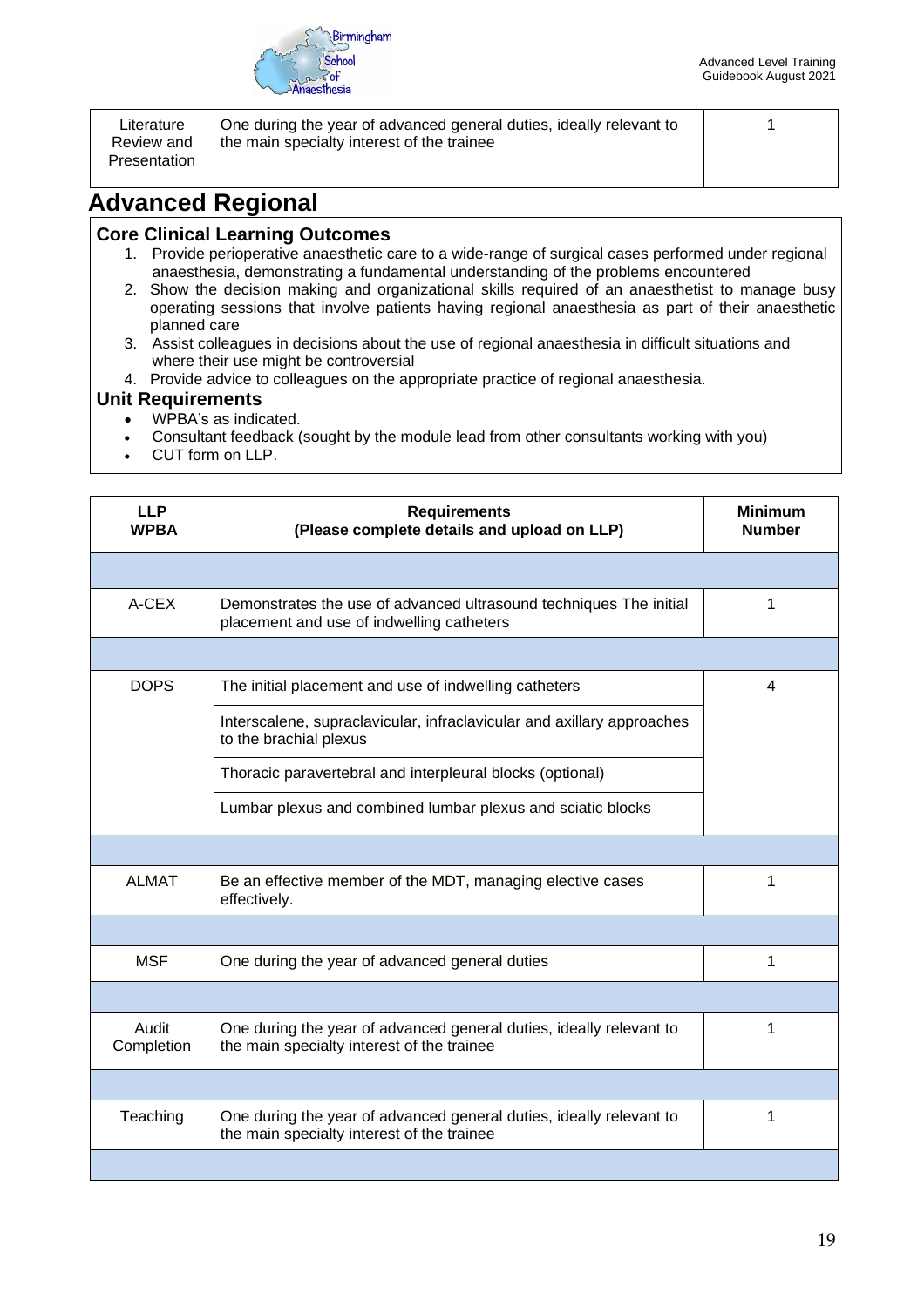| Literature Review and Presentation | One during the year of advanced general duties, ideally relevant to the main specialty interest of the trainee | 1 |
|---|---|---|

## Advanced Regional

### Core Clinical Learning Outcomes

1. Provide perioperative anaesthetic care to a wide-range of surgical cases performed under regional anaesthesia, demonstrating a fundamental understanding of the problems encountered
2. Show the decision making and organizational skills required of an anaesthetist to manage busy operating sessions that involve patients having regional anaesthesia as part of their anaesthetic planned care
3. Assist colleagues in decisions about the use of regional anaesthesia in difficult situations and where their use might be controversial
4. Provide advice to colleagues on the appropriate practice of regional anaesthesia.

### Unit Requirements

- WPBA's as indicated.
- Consultant feedback (sought by the module lead from other consultants working with you)
- CUT form on LLP.

| LLP WPBA | Requirements (Please complete details and upload on LLP) | Minimum Number |
|---|---|---|
| | | |
| A-CEX | Demonstrates the use of advanced ultrasound techniques The initial placement and use of indwelling catheters | 1 |
| | | |
| DOPS | The initial placement and use of indwelling catheters | 4 |
| | Interscalene, supraclavicular, infraclavicular and axillary approaches to the brachial plexus | |
| | Thoracic paravertebral and interpleural blocks (optional) | |
| | Lumbar plexus and combined lumbar plexus and sciatic blocks | |
| | | |
| ALMAT | Be an effective member of the MDT, managing elective cases effectively. | 1 |
| | | |
| MSF | One during the year of advanced general duties | 1 |
| | | |
| Audit Completion | One during the year of advanced general duties, ideally relevant to the main specialty interest of the trainee | 1 |
| | | |
| Teaching | One during the year of advanced general duties, ideally relevant to the main specialty interest of the trainee | 1 |
| | | |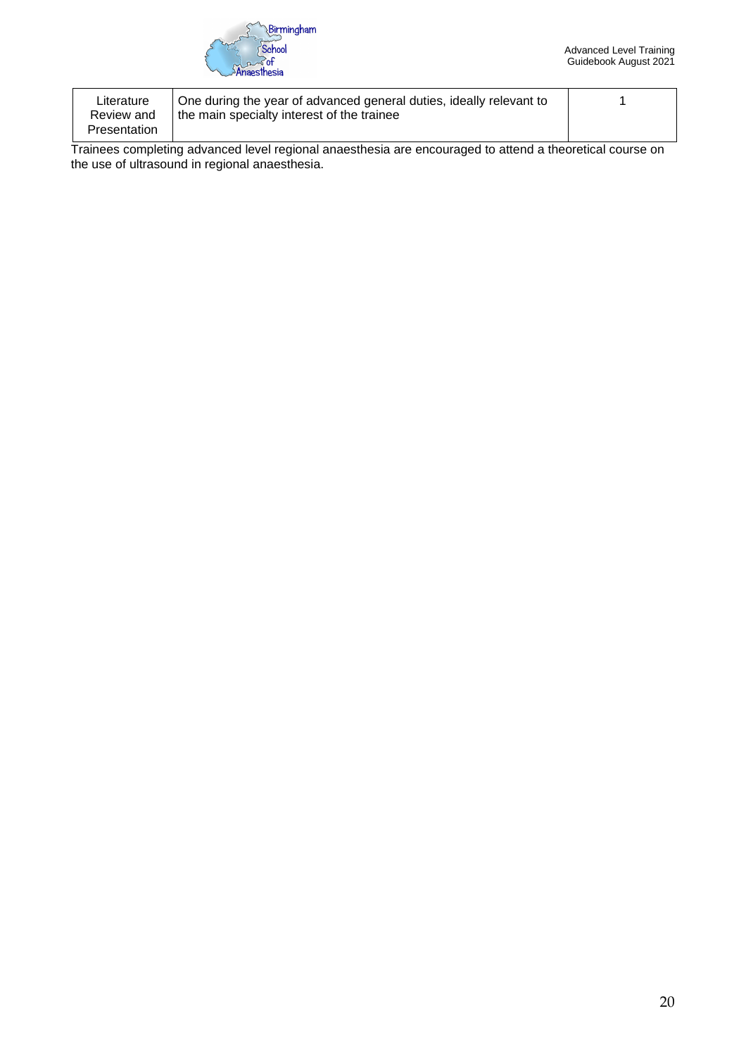| Literature Review and Presentation | One during the year of advanced general duties, ideally relevant to the main specialty interest of the trainee | 1 |
|---|---|---|

Trainees completing advanced level regional anaesthesia are encouraged to attend a theoretical course on the use of ultrasound in regional anaesthesia.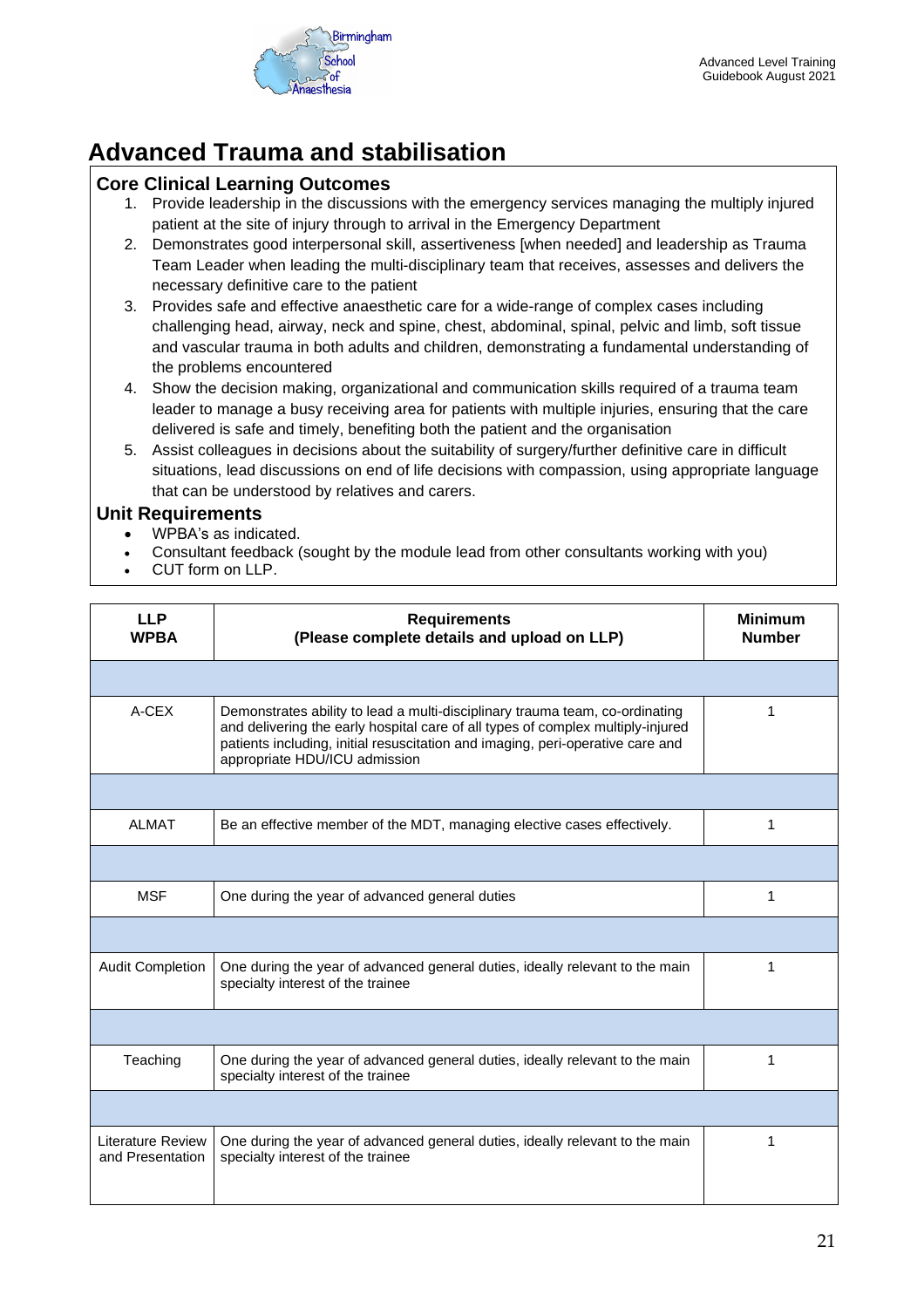# Advanced Trauma and stabilisation

## Core Clinical Learning Outcomes

1. Provide leadership in the discussions with the emergency services managing the multiply injured patient at the site of injury through to arrival in the Emergency Department
2. Demonstrates good interpersonal skill, assertiveness [when needed] and leadership as Trauma Team Leader when leading the multi-disciplinary team that receives, assesses and delivers the necessary definitive care to the patient
3. Provides safe and effective anaesthetic care for a wide-range of complex cases including challenging head, airway, neck and spine, chest, abdominal, spinal, pelvic and limb, soft tissue and vascular trauma in both adults and children, demonstrating a fundamental understanding of the problems encountered
4. Show the decision making, organizational and communication skills required of a trauma team leader to manage a busy receiving area for patients with multiple injuries, ensuring that the care delivered is safe and timely, benefiting both the patient and the organisation
5. Assist colleagues in decisions about the suitability of surgery/further definitive care in difficult situations, lead discussions on end of life decisions with compassion, using appropriate language that can be understood by relatives and carers.

## Unit Requirements

- WPBA's as indicated.
- Consultant feedback (sought by the module lead from other consultants working with you)
- CUT form on LLP.

| LLP WPBA | Requirements (Please complete details and upload on LLP) | Minimum Number |
|---|---|---|
| | | |
| A-CEX | Demonstrates ability to lead a multi-disciplinary trauma team, co-ordinating and delivering the early hospital care of all types of complex multiply-injured patients including, initial resuscitation and imaging, peri-operative care and appropriate HDU/ICU admission | 1 |
| | | |
| ALMAT | Be an effective member of the MDT, managing elective cases effectively. | 1 |
| | | |
| MSF | One during the year of advanced general duties | 1 |
| | | |
| Audit Completion | One during the year of advanced general duties, ideally relevant to the main specialty interest of the trainee | 1 |
| | | |
| Teaching | One during the year of advanced general duties, ideally relevant to the main specialty interest of the trainee | 1 |
| | | |
| Literature Review and Presentation | One during the year of advanced general duties, ideally relevant to the main specialty interest of the trainee | 1 |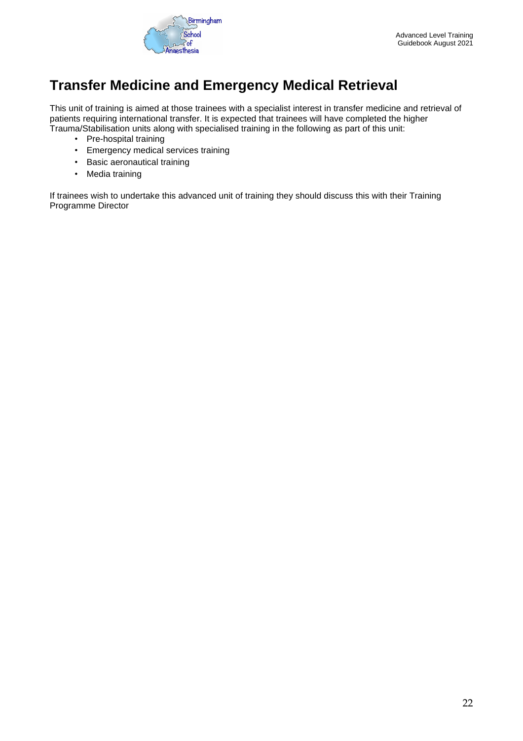# Transfer Medicine and Emergency Medical Retrieval

This unit of training is aimed at those trainees with a specialist interest in transfer medicine and retrieval of patients requiring international transfer. It is expected that trainees will have completed the higher Trauma/Stabilisation units along with specialised training in the following as part of this unit:

- Pre-hospital training
- Emergency medical services training
- Basic aeronautical training
- Media training

If trainees wish to undertake this advanced unit of training they should discuss this with their Training Programme Director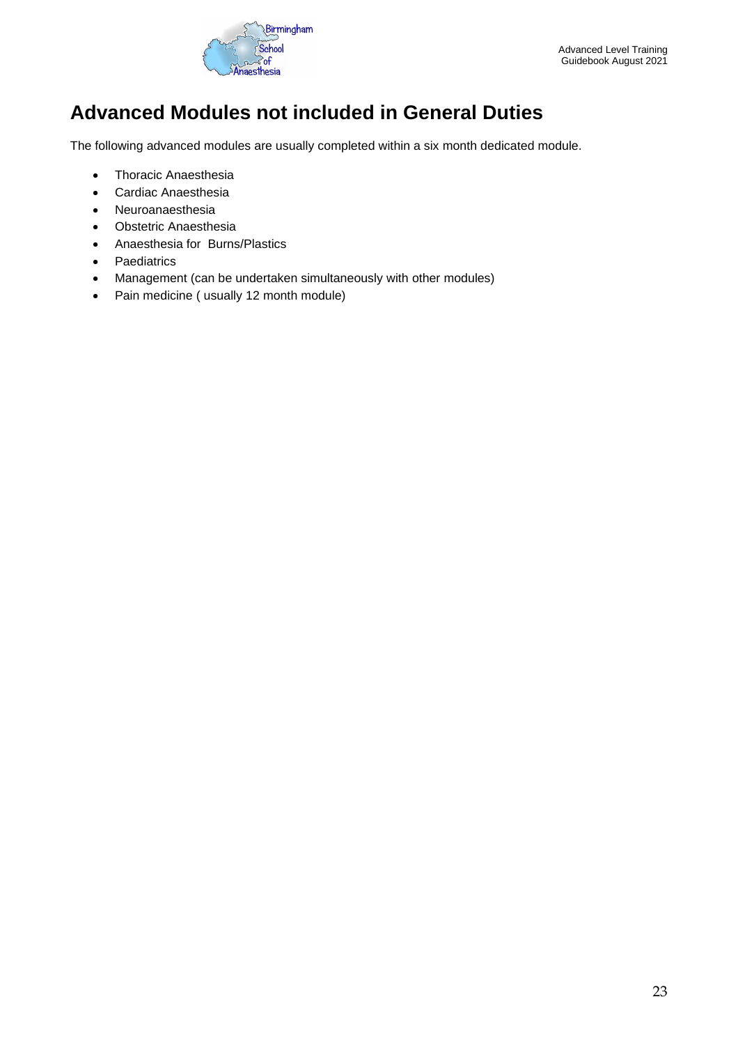# Advanced Modules not included in General Duties

The following advanced modules are usually completed within a six month dedicated module.

- Thoracic Anaesthesia
- Cardiac Anaesthesia
- Neuroanaesthesia
- Obstetric Anaesthesia
- Anaesthesia for Burns/Plastics
- Paediatrics
- Management (can be undertaken simultaneously with other modules)
- Pain medicine ( usually 12 month module)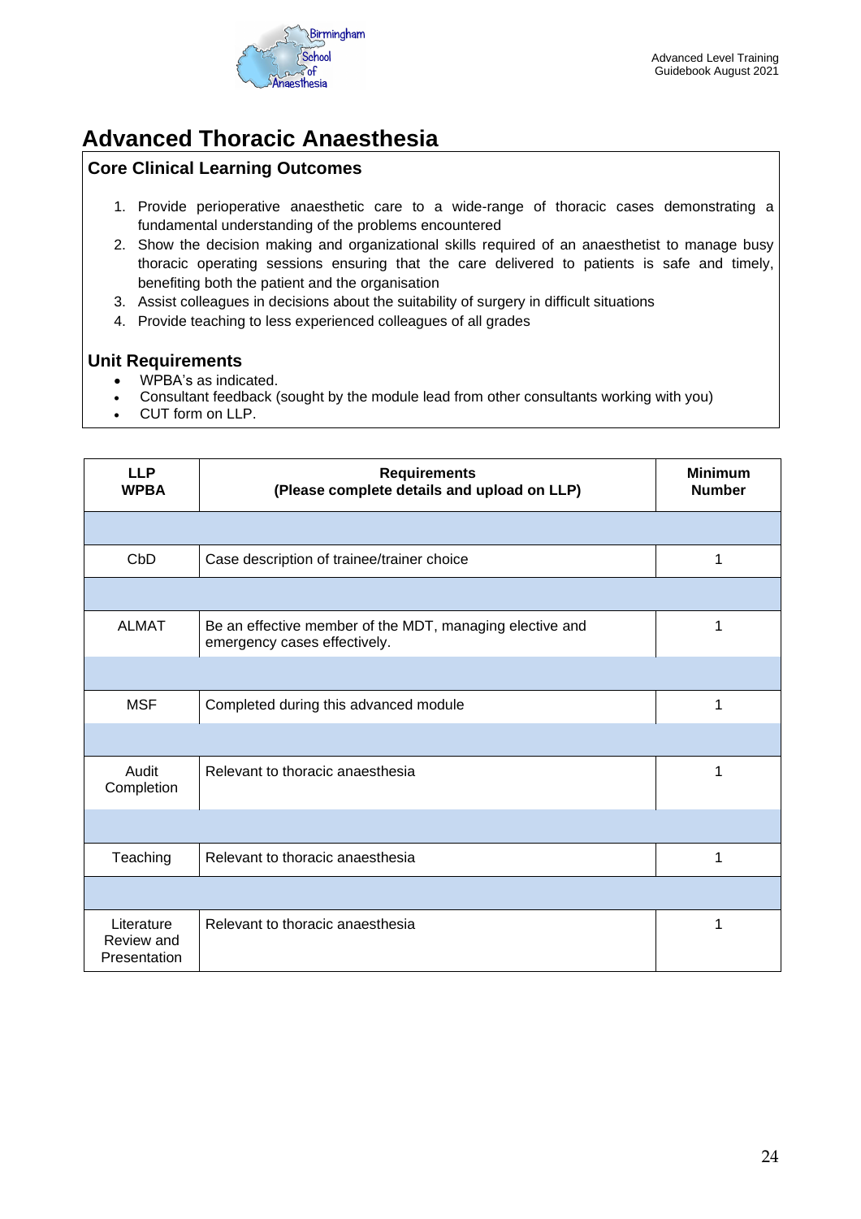# Advanced Thoracic Anaesthesia

## Core Clinical Learning Outcomes

1. Provide perioperative anaesthetic care to a wide-range of thoracic cases demonstrating a fundamental understanding of the problems encountered
2. Show the decision making and organizational skills required of an anaesthetist to manage busy thoracic operating sessions ensuring that the care delivered to patients is safe and timely, benefiting both the patient and the organisation
3. Assist colleagues in decisions about the suitability of surgery in difficult situations
4. Provide teaching to less experienced colleagues of all grades

## Unit Requirements

- WPBA's as indicated.
- Consultant feedback (sought by the module lead from other consultants working with you)
- CUT form on LLP.

| LLP WPBA | Requirements (Please complete details and upload on LLP) | Minimum Number |
|---|---|---|
| | | |
| CbD | Case description of trainee/trainer choice | 1 |
| | | |
| ALMAT | Be an effective member of the MDT, managing elective and emergency cases effectively. | 1 |
| | | |
| MSF | Completed during this advanced module | 1 |
| | | |
| Audit Completion | Relevant to thoracic anaesthesia | 1 |
| | | |
| Teaching | Relevant to thoracic anaesthesia | 1 |
| | | |
| Literature Review and Presentation | Relevant to thoracic anaesthesia | 1 |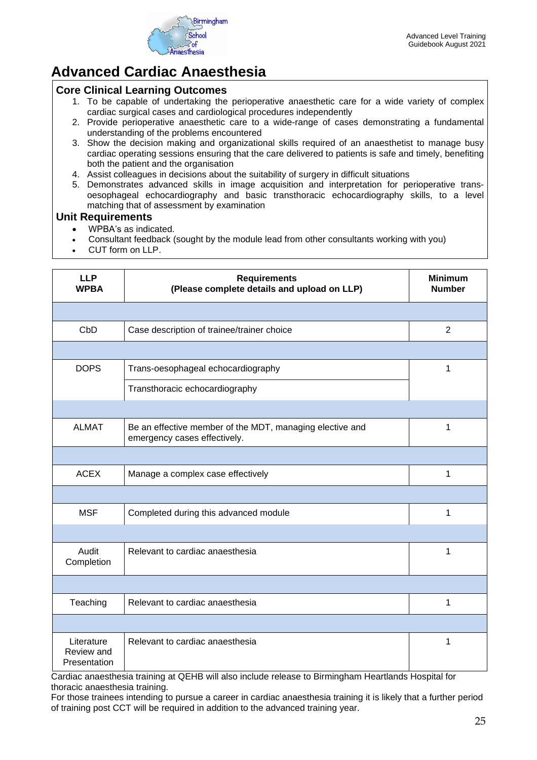# Advanced Cardiac Anaesthesia

## Core Clinical Learning Outcomes

1. To be capable of undertaking the perioperative anaesthetic care for a wide variety of complex cardiac surgical cases and cardiological procedures independently
2. Provide perioperative anaesthetic care to a wide-range of cases demonstrating a fundamental understanding of the problems encountered
3. Show the decision making and organizational skills required of an anaesthetist to manage busy cardiac operating sessions ensuring that the care delivered to patients is safe and timely, benefiting both the patient and the organisation
4. Assist colleagues in decisions about the suitability of surgery in difficult situations
5. Demonstrates advanced skills in image acquisition and interpretation for perioperative trans-oesophageal echocardiography and basic transthoracic echocardiography skills, to a level matching that of assessment by examination

## Unit Requirements

- WPBA's as indicated.
- Consultant feedback (sought by the module lead from other consultants working with you)
- CUT form on LLP.

| LLP WPBA | Requirements (Please complete details and upload on LLP) | Minimum Number |
|---|---|---|
| | | |
| CbD | Case description of trainee/trainer choice | 2 |
| | | |
| DOPS | Trans-oesophageal echocardiography | 1 |
| | Transthoracic echocardiography | |
| | | |
| ALMAT | Be an effective member of the MDT, managing elective and emergency cases effectively. | 1 |
| | | |
| ACEX | Manage a complex case effectively | 1 |
| | | |
| MSF | Completed during this advanced module | 1 |
| | | |
| Audit Completion | Relevant to cardiac anaesthesia | 1 |
| | | |
| Teaching | Relevant to cardiac anaesthesia | 1 |
| | | |
| Literature Review and Presentation | Relevant to cardiac anaesthesia | 1 |

Cardiac anaesthesia training at QEHB will also include release to Birmingham Heartlands Hospital for thoracic anaesthesia training.

For those trainees intending to pursue a career in cardiac anaesthesia training it is likely that a further period of training post CCT will be required in addition to the advanced training year.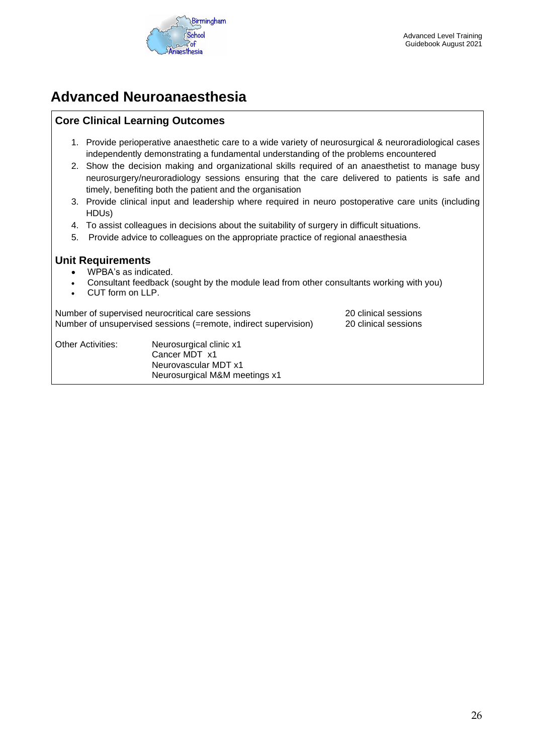# Advanced Neuroanaesthesia

## Core Clinical Learning Outcomes

1. Provide perioperative anaesthetic care to a wide variety of neurosurgical & neuroradiological cases independently demonstrating a fundamental understanding of the problems encountered
2. Show the decision making and organizational skills required of an anaesthetist to manage busy neurosurgery/neuroradiology sessions ensuring that the care delivered to patients is safe and timely, benefiting both the patient and the organisation
3. Provide clinical input and leadership where required in neuro postoperative care units (including HDUs)
4. To assist colleagues in decisions about the suitability of surgery in difficult situations.
5. Provide advice to colleagues on the appropriate practice of regional anaesthesia

## Unit Requirements

- WPBA's as indicated.
- Consultant feedback (sought by the module lead from other consultants working with you)
- CUT form on LLP.

| | |
|---|---|
| Number of supervised neurocritical care sessions | 20 clinical sessions |
| Number of unsupervised sessions (=remote, indirect supervision) | 20 clinical sessions |

Other Activities:
- Neurosurgical clinic x1
- Cancer MDT x1
- Neurovascular MDT x1
- Neurosurgical M&M meetings x1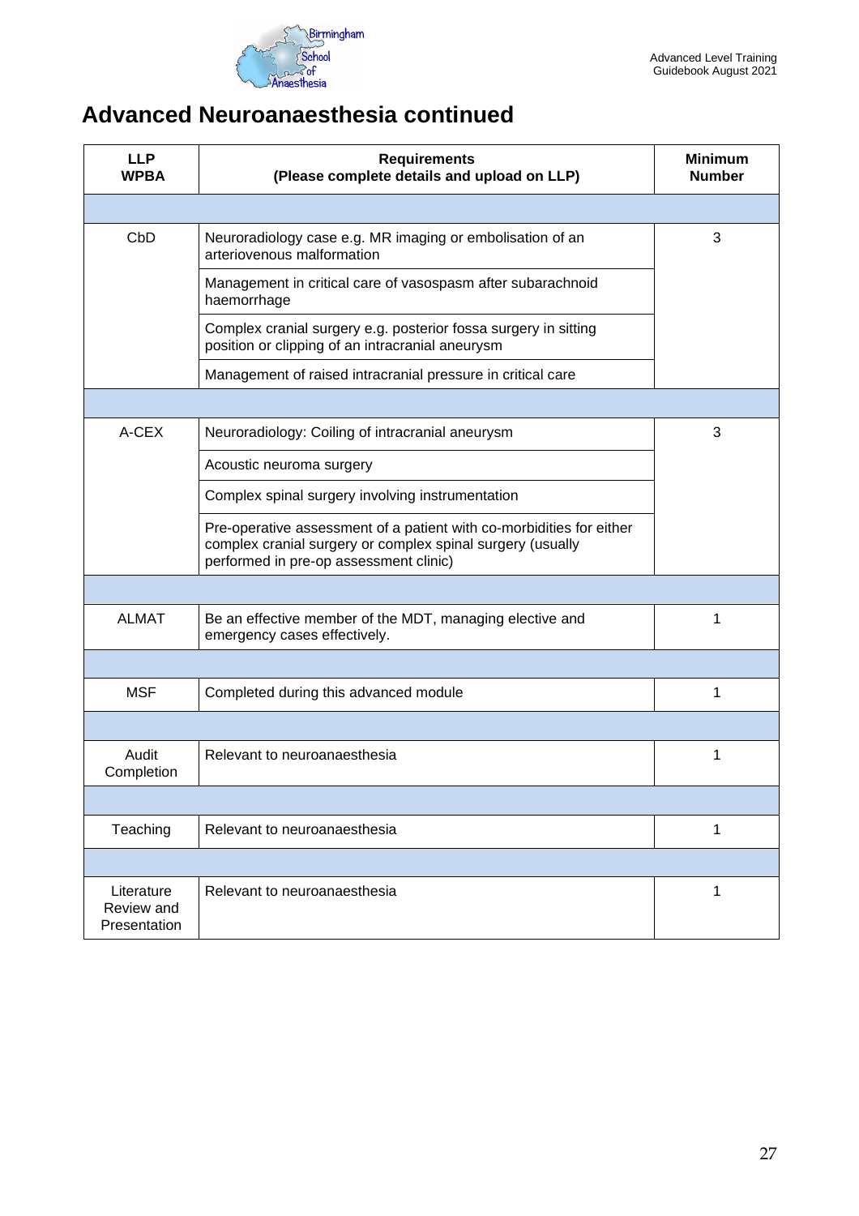# Advanced Neuroanaesthesia continued

| LLP WPBA | Requirements (Please complete details and upload on LLP) | Minimum Number |
|---|---|---|
| | | |
| CbD | Neuroradiology case e.g. MR imaging or embolisation of an arteriovenous malformation | 3 |
| | Management in critical care of vasospasm after subarachnoid haemorrhage | |
| | Complex cranial surgery e.g. posterior fossa surgery in sitting position or clipping of an intracranial aneurysm | |
| | Management of raised intracranial pressure in critical care | |
| | | |
| A-CEX | Neuroradiology: Coiling of intracranial aneurysm | 3 |
| | Acoustic neuroma surgery | |
| | Complex spinal surgery involving instrumentation | |
| | Pre-operative assessment of a patient with co-morbidities for either complex cranial surgery or complex spinal surgery (usually performed in pre-op assessment clinic) | |
| | | |
| ALMAT | Be an effective member of the MDT, managing elective and emergency cases effectively. | 1 |
| | | |
| MSF | Completed during this advanced module | 1 |
| | | |
| Audit Completion | Relevant to neuroanaesthesia | 1 |
| | | |
| Teaching | Relevant to neuroanaesthesia | 1 |
| | | |
| Literature Review and Presentation | Relevant to neuroanaesthesia | 1 |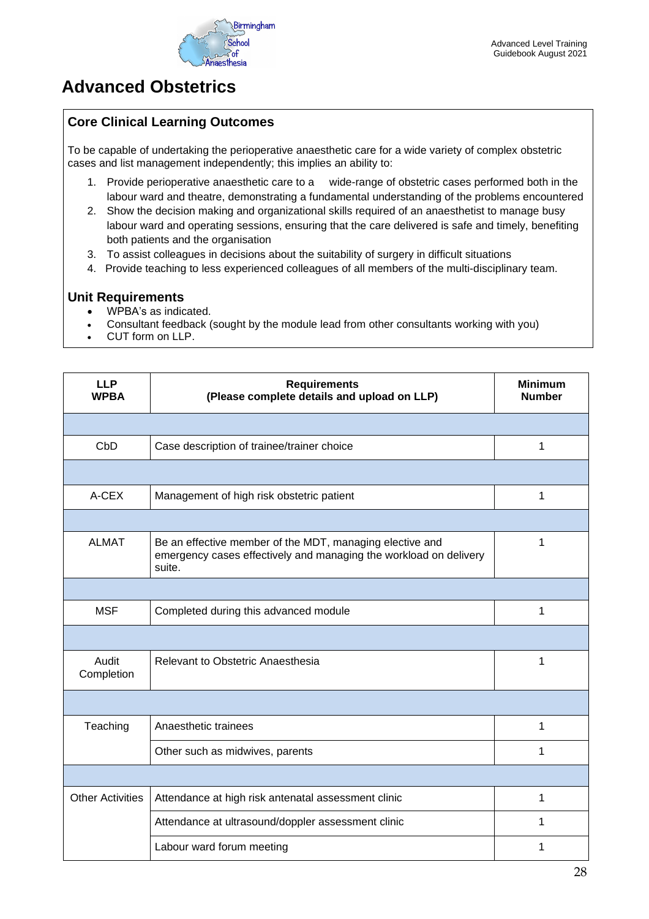# Advanced Obstetrics

## Core Clinical Learning Outcomes

To be capable of undertaking the perioperative anaesthetic care for a wide variety of complex obstetric cases and list management independently; this implies an ability to:

1. Provide perioperative anaesthetic care to a wide-range of obstetric cases performed both in the labour ward and theatre, demonstrating a fundamental understanding of the problems encountered
2. Show the decision making and organizational skills required of an anaesthetist to manage busy labour ward and operating sessions, ensuring that the care delivered is safe and timely, benefiting both patients and the organisation
3. To assist colleagues in decisions about the suitability of surgery in difficult situations
4. Provide teaching to less experienced colleagues of all members of the multi-disciplinary team.

## Unit Requirements

- WPBA's as indicated.
- Consultant feedback (sought by the module lead from other consultants working with you)
- CUT form on LLP.

| LLP WPBA | Requirements (Please complete details and upload on LLP) | Minimum Number |
|---|---|---|
| | | |
| CbD | Case description of trainee/trainer choice | 1 |
| | | |
| A-CEX | Management of high risk obstetric patient | 1 |
| | | |
| ALMAT | Be an effective member of the MDT, managing elective and emergency cases effectively and managing the workload on delivery suite. | 1 |
| | | |
| MSF | Completed during this advanced module | 1 |
| | | |
| Audit Completion | Relevant to Obstetric Anaesthesia | 1 |
| | | |
| Teaching | Anaesthetic trainees | 1 |
| | Other such as midwives, parents | 1 |
| | | |
| Other Activities | Attendance at high risk antenatal assessment clinic | 1 |
| | Attendance at ultrasound/doppler assessment clinic | 1 |
| | Labour ward forum meeting | 1 |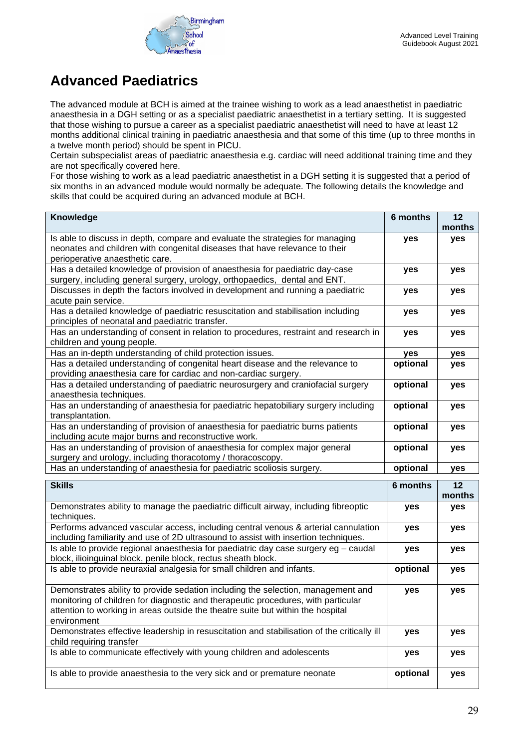# Advanced Paediatrics

The advanced module at BCH is aimed at the trainee wishing to work as a lead anaesthetist in paediatric anaesthesia in a DGH setting or as a specialist paediatric anaesthetist in a tertiary setting. It is suggested that those wishing to pursue a career as a specialist paediatric anaesthetist will need to have at least 12 months additional clinical training in paediatric anaesthesia and that some of this time (up to three months in a twelve month period) should be spent in PICU.
Certain subspecialist areas of paediatric anaesthesia e.g. cardiac will need additional training time and they are not specifically covered here.
For those wishing to work as a lead paediatric anaesthetist in a DGH setting it is suggested that a period of six months in an advanced module would normally be adequate. The following details the knowledge and skills that could be acquired during an advanced module at BCH.

| Knowledge | 6 months | 12 months |
|---|---|---|
| Is able to discuss in depth, compare and evaluate the strategies for managing neonates and children with congenital diseases that have relevance to their perioperative anaesthetic care. | yes | yes |
| Has a detailed knowledge of provision of anaesthesia for paediatric day-case surgery, including general surgery, urology, orthopaedics, dental and ENT. | yes | yes |
| Discusses in depth the factors involved in development and running a paediatric acute pain service. | yes | yes |
| Has a detailed knowledge of paediatric resuscitation and stabilisation including principles of neonatal and paediatric transfer. | yes | yes |
| Has an understanding of consent in relation to procedures, restraint and research in children and young people. | yes | yes |
| Has an in-depth understanding of child protection issues. | yes | yes |
| Has a detailed understanding of congenital heart disease and the relevance to providing anaesthesia care for cardiac and non-cardiac surgery. | optional | yes |
| Has a detailed understanding of paediatric neurosurgery and craniofacial surgery anaesthesia techniques. | optional | yes |
| Has an understanding of anaesthesia for paediatric hepatobiliary surgery including transplantation. | optional | yes |
| Has an understanding of provision of anaesthesia for paediatric burns patients including acute major burns and reconstructive work. | optional | yes |
| Has an understanding of provision of anaesthesia for complex major general surgery and urology, including thoracotomy / thoracoscopy. | optional | yes |
| Has an understanding of anaesthesia for paediatric scoliosis surgery. | optional | yes |

| Skills | 6 months | 12 months |
|---|---|---|
| Demonstrates ability to manage the paediatric difficult airway, including fibreoptic techniques. | yes | yes |
| Performs advanced vascular access, including central venous & arterial cannulation including familiarity and use of 2D ultrasound to assist with insertion techniques. | yes | yes |
| Is able to provide regional anaesthesia for paediatric day case surgery eg – caudal block, ilioinguinal block, penile block, rectus sheath block. | yes | yes |
| Is able to provide neuraxial analgesia for small children and infants. | optional | yes |
| Demonstrates ability to provide sedation including the selection, management and monitoring of children for diagnostic and therapeutic procedures, with particular attention to working in areas outside the theatre suite but within the hospital environment | yes | yes |
| Demonstrates effective leadership in resuscitation and stabilisation of the critically ill child requiring transfer | yes | yes |
| Is able to communicate effectively with young children and adolescents | yes | yes |
| Is able to provide anaesthesia to the very sick and or premature neonate | optional | yes |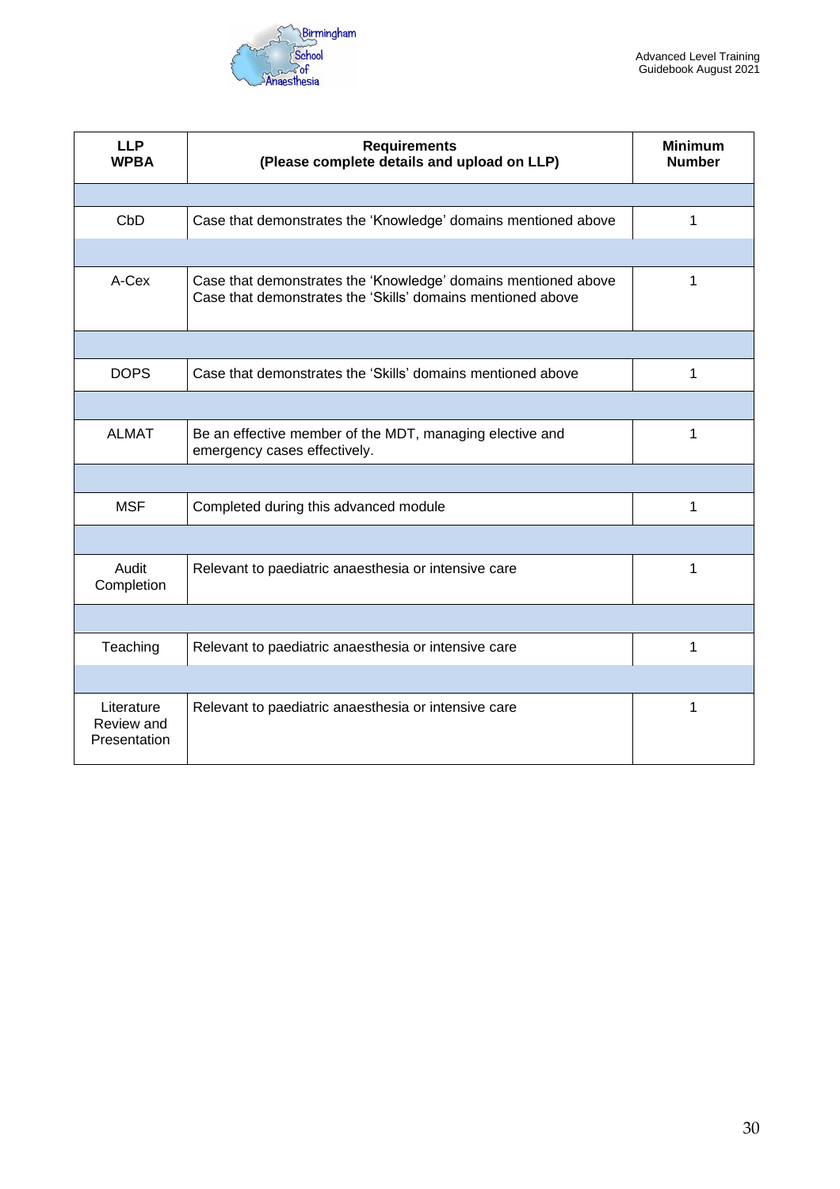| LLP WPBA | Requirements (Please complete details and upload on LLP) | Minimum Number |
|---|---|---|
| | | |
| CbD | Case that demonstrates the 'Knowledge' domains mentioned above | 1 |
| | | |
| A-Cex | Case that demonstrates the 'Knowledge' domains mentioned above<br>Case that demonstrates the 'Skills' domains mentioned above | 1 |
| | | |
| DOPS | Case that demonstrates the 'Skills' domains mentioned above | 1 |
| | | |
| ALMAT | Be an effective member of the MDT, managing elective and emergency cases effectively. | 1 |
| | | |
| MSF | Completed during this advanced module | 1 |
| | | |
| Audit Completion | Relevant to paediatric anaesthesia or intensive care | 1 |
| | | |
| Teaching | Relevant to paediatric anaesthesia or intensive care | 1 |
| | | |
| Literature Review and Presentation | Relevant to paediatric anaesthesia or intensive care | 1 |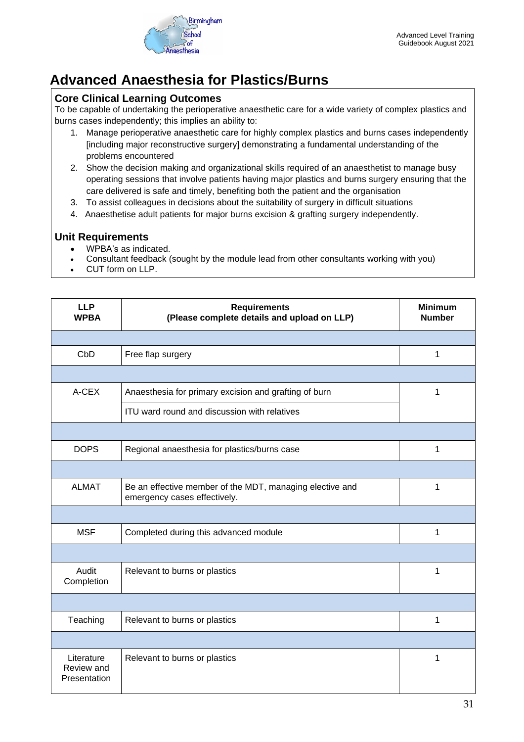# Advanced Anaesthesia for Plastics/Burns

## Core Clinical Learning Outcomes

To be capable of undertaking the perioperative anaesthetic care for a wide variety of complex plastics and burns cases independently; this implies an ability to:

1. Manage perioperative anaesthetic care for highly complex plastics and burns cases independently [including major reconstructive surgery] demonstrating a fundamental understanding of the problems encountered
2. Show the decision making and organizational skills required of an anaesthetist to manage busy operating sessions that involve patients having major plastics and burns surgery ensuring that the care delivered is safe and timely, benefiting both the patient and the organisation
3. To assist colleagues in decisions about the suitability of surgery in difficult situations
4. Anaesthetise adult patients for major burns excision & grafting surgery independently.

## Unit Requirements

- WPBA's as indicated.
- Consultant feedback (sought by the module lead from other consultants working with you)
- CUT form on LLP.

| LLP WPBA | Requirements (Please complete details and upload on LLP) | Minimum Number |
|---|---|---|
| | | |
| CbD | Free flap surgery | 1 |
| | | |
| A-CEX | Anaesthesia for primary excision and grafting of burn | 1 |
| | ITU ward round and discussion with relatives | |
| | | |
| DOPS | Regional anaesthesia for plastics/burns case | 1 |
| | | |
| ALMAT | Be an effective member of the MDT, managing elective and emergency cases effectively. | 1 |
| | | |
| MSF | Completed during this advanced module | 1 |
| | | |
| Audit Completion | Relevant to burns or plastics | 1 |
| | | |
| Teaching | Relevant to burns or plastics | 1 |
| | | |
| Literature Review and Presentation | Relevant to burns or plastics | 1 |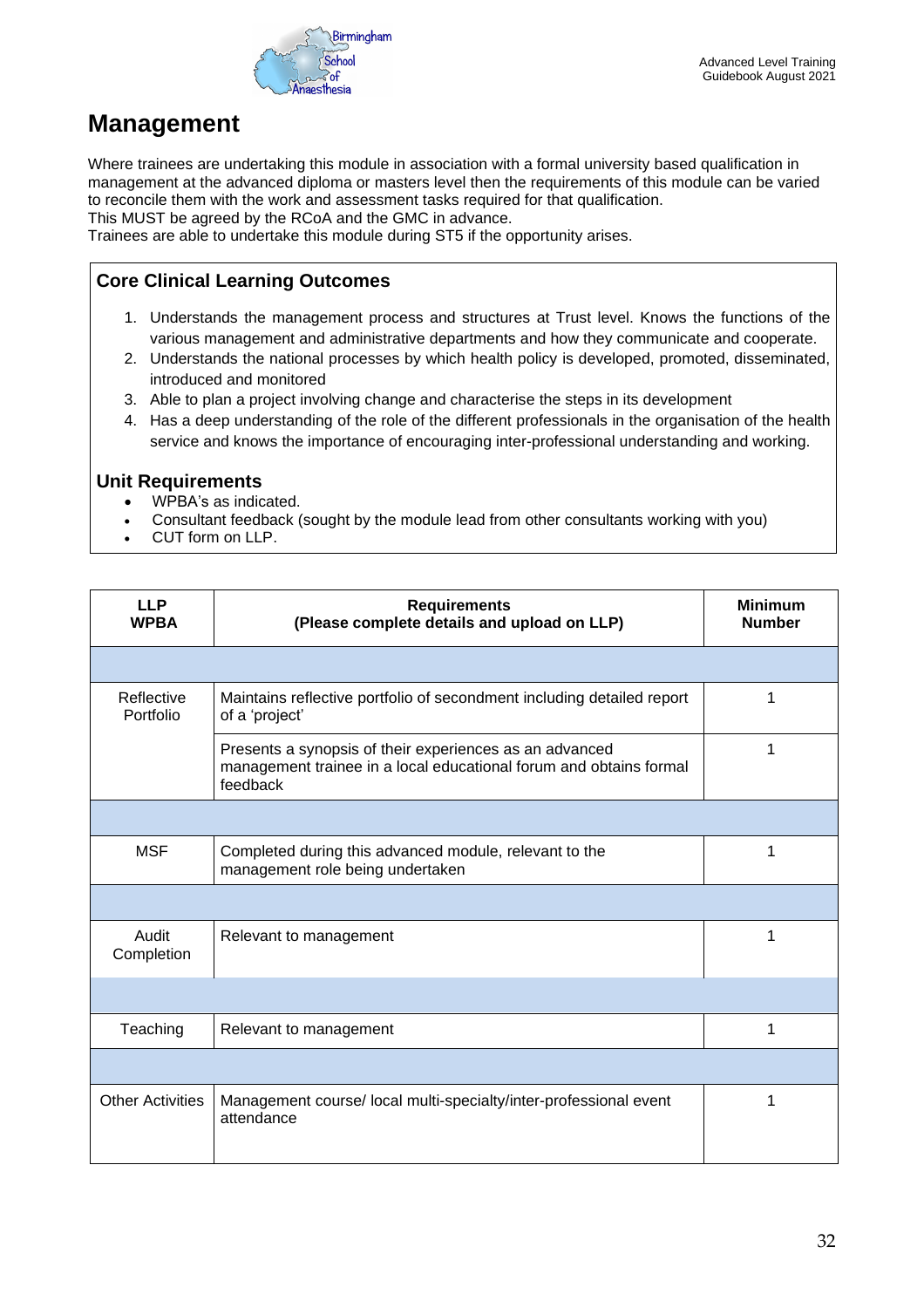# Management

Where trainees are undertaking this module in association with a formal university based qualification in management at the advanced diploma or masters level then the requirements of this module can be varied to reconcile them with the work and assessment tasks required for that qualification.
This MUST be agreed by the RCoA and the GMC in advance.
Trainees are able to undertake this module during ST5 if the opportunity arises.

## Core Clinical Learning Outcomes

1. Understands the management process and structures at Trust level. Knows the functions of the various management and administrative departments and how they communicate and cooperate.
2. Understands the national processes by which health policy is developed, promoted, disseminated, introduced and monitored
3. Able to plan a project involving change and characterise the steps in its development
4. Has a deep understanding of the role of the different professionals in the organisation of the health service and knows the importance of encouraging inter-professional understanding and working.

## Unit Requirements

- WPBA's as indicated.
- Consultant feedback (sought by the module lead from other consultants working with you)
- CUT form on LLP.

| LLP WPBA | Requirements (Please complete details and upload on LLP) | Minimum Number |
|---|---|---|
| | | |
| Reflective Portfolio | Maintains reflective portfolio of secondment including detailed report of a 'project' | 1 |
| | Presents a synopsis of their experiences as an advanced management trainee in a local educational forum and obtains formal feedback | 1 |
| | | |
| MSF | Completed during this advanced module, relevant to the management role being undertaken | 1 |
| | | |
| Audit Completion | Relevant to management | 1 |
| | | |
| Teaching | Relevant to management | 1 |
| | | |
| Other Activities | Management course/ local multi-specialty/inter-professional event attendance | 1 |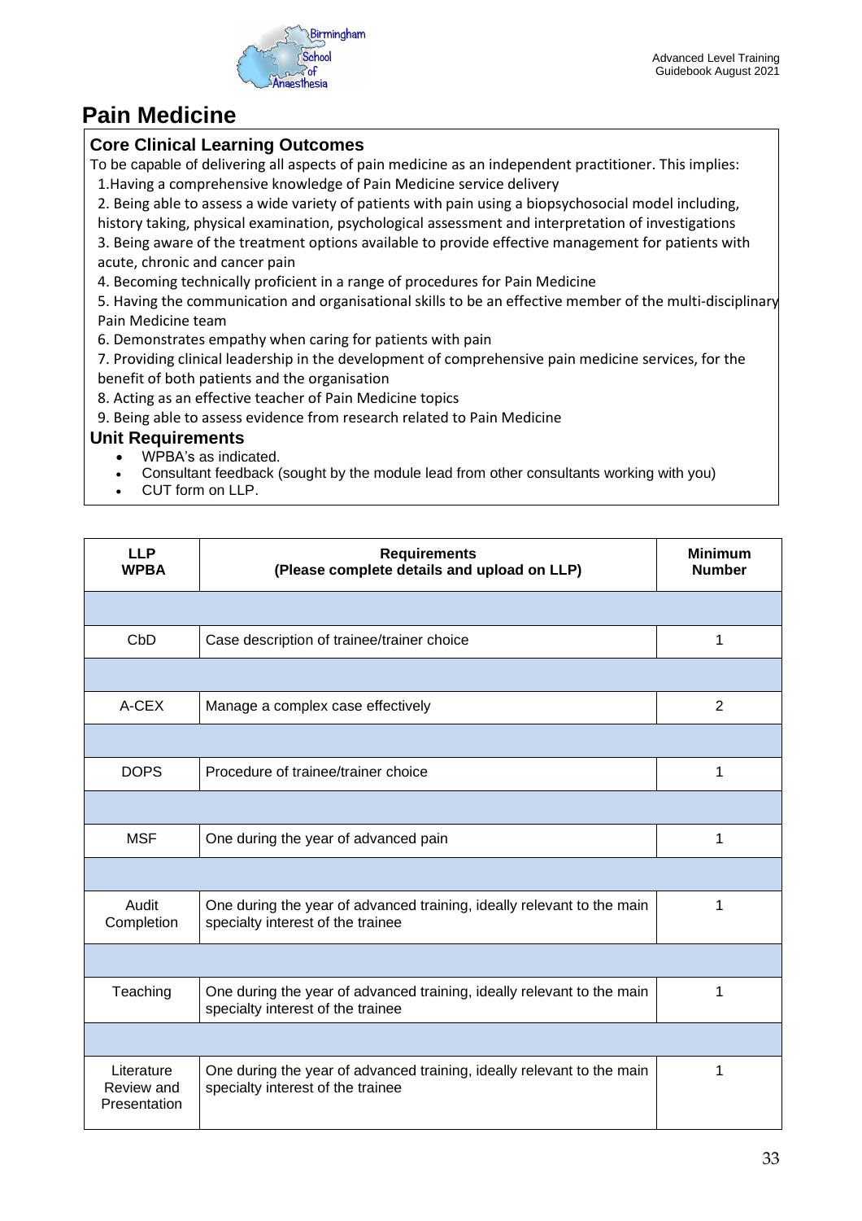# Pain Medicine

## Core Clinical Learning Outcomes

To be capable of delivering all aspects of pain medicine as an independent practitioner. This implies:

1. Having a comprehensive knowledge of Pain Medicine service delivery
2. Being able to assess a wide variety of patients with pain using a biopsychosocial model including, history taking, physical examination, psychological assessment and interpretation of investigations
3. Being aware of the treatment options available to provide effective management for patients with acute, chronic and cancer pain
4. Becoming technically proficient in a range of procedures for Pain Medicine
5. Having the communication and organisational skills to be an effective member of the multi-disciplinary Pain Medicine team
6. Demonstrates empathy when caring for patients with pain
7. Providing clinical leadership in the development of comprehensive pain medicine services, for the benefit of both patients and the organisation
8. Acting as an effective teacher of Pain Medicine topics
9. Being able to assess evidence from research related to Pain Medicine

## Unit Requirements

- WPBA's as indicated.
- Consultant feedback (sought by the module lead from other consultants working with you)
- CUT form on LLP.

| LLP WPBA | Requirements (Please complete details and upload on LLP) | Minimum Number |
|---|---|---|
| | | |
| CbD | Case description of trainee/trainer choice | 1 |
| | | |
| A-CEX | Manage a complex case effectively | 2 |
| | | |
| DOPS | Procedure of trainee/trainer choice | 1 |
| | | |
| MSF | One during the year of advanced pain | 1 |
| | | |
| Audit Completion | One during the year of advanced training, ideally relevant to the main specialty interest of the trainee | 1 |
| | | |
| Teaching | One during the year of advanced training, ideally relevant to the main specialty interest of the trainee | 1 |
| | | |
| Literature Review and Presentation | One during the year of advanced training, ideally relevant to the main specialty interest of the trainee | 1 |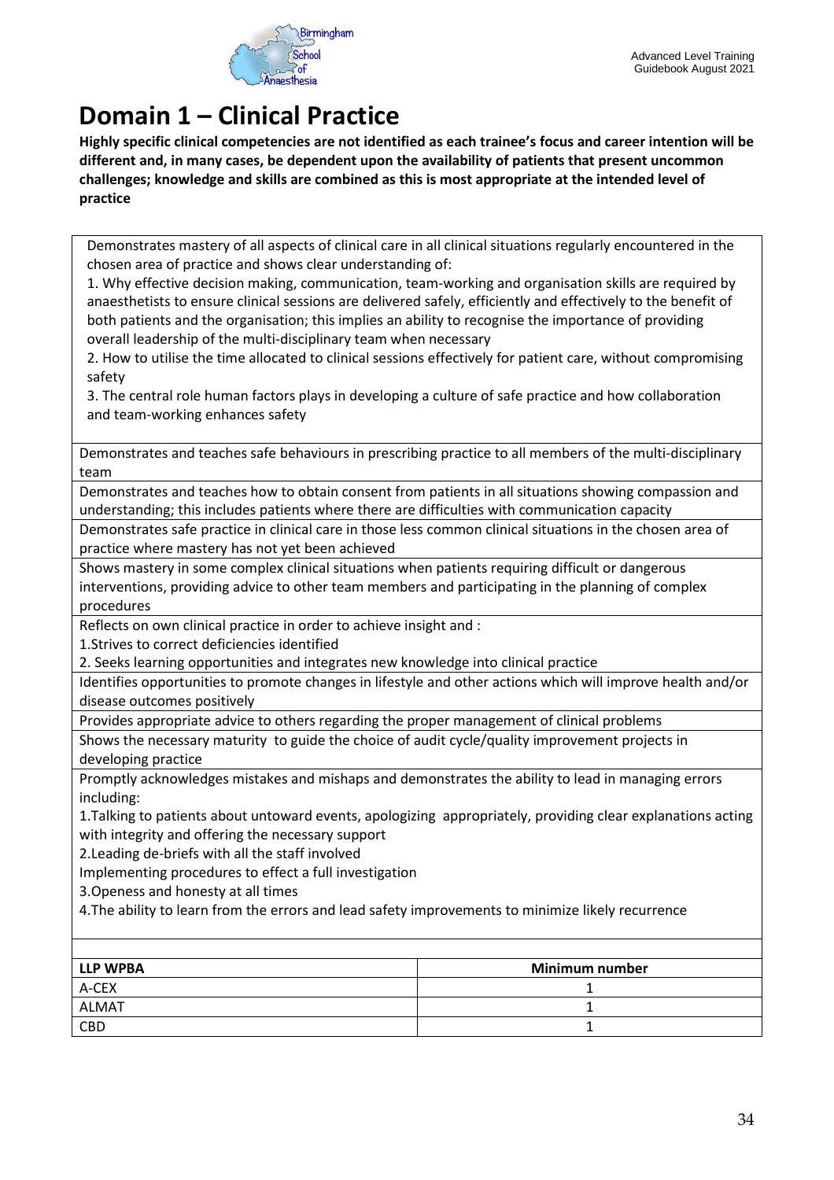# Domain 1 – Clinical Practice

**Highly specific clinical competencies are not identified as each trainee's focus and career intention will be different and, in many cases, be dependent upon the availability of patients that present uncommon challenges; knowledge and skills are combined as this is most appropriate at the intended level of practice**

| |
|---|
| Demonstrates mastery of all aspects of clinical care in all clinical situations regularly encountered in the chosen area of practice and shows clear understanding of:<br>1. Why effective decision making, communication, team-working and organisation skills are required by anaesthetists to ensure clinical sessions are delivered safely, efficiently and effectively to the benefit of both patients and the organisation; this implies an ability to recognise the importance of providing overall leadership of the multi-disciplinary team when necessary<br>2. How to utilise the time allocated to clinical sessions effectively for patient care, without compromising safety<br>3. The central role human factors plays in developing a culture of safe practice and how collaboration and team-working enhances safety |
| Demonstrates and teaches safe behaviours in prescribing practice to all members of the multi-disciplinary team |
| Demonstrates and teaches how to obtain consent from patients in all situations showing compassion and understanding; this includes patients where there are difficulties with communication capacity |
| Demonstrates safe practice in clinical care in those less common clinical situations in the chosen area of practice where mastery has not yet been achieved |
| Shows mastery in some complex clinical situations when patients requiring difficult or dangerous interventions, providing advice to other team members and participating in the planning of complex procedures |
| Reflects on own clinical practice in order to achieve insight and :<br>1.Strives to correct deficiencies identified<br>2. Seeks learning opportunities and integrates new knowledge into clinical practice |
| Identifies opportunities to promote changes in lifestyle and other actions which will improve health and/or disease outcomes positively |
| Provides appropriate advice to others regarding the proper management of clinical problems |
| Shows the necessary maturity to guide the choice of audit cycle/quality improvement projects in developing practice |
| Promptly acknowledges mistakes and mishaps and demonstrates the ability to lead in managing errors including:<br>1.Talking to patients about untoward events, apologizing appropriately, providing clear explanations acting with integrity and offering the necessary support<br>2.Leading de-briefs with all the staff involved<br>Implementing procedures to effect a full investigation<br>3.Openess and honesty at all times<br>4.The ability to learn from the errors and lead safety improvements to minimize likely recurrence |

| LLP WPBA | Minimum number |
|---|---|
| A-CEX | 1 |
| ALMAT | 1 |
| CBD | 1 |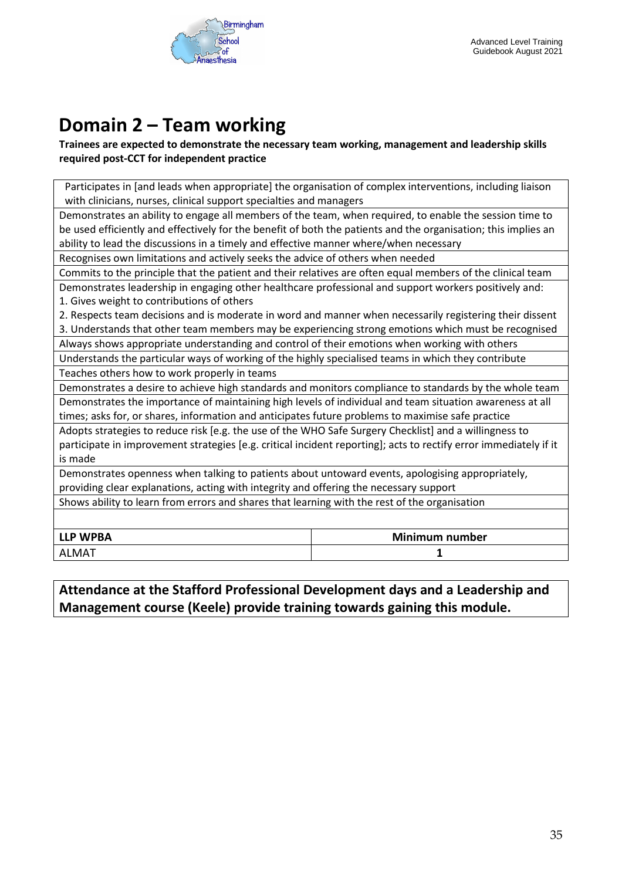# Domain 2 – Team working

**Trainees are expected to demonstrate the necessary team working, management and leadership skills required post-CCT for independent practice**

| |
|---|
| Participates in [and leads when appropriate] the organisation of complex interventions, including liaison with clinicians, nurses, clinical support specialties and managers |
| Demonstrates an ability to engage all members of the team, when required, to enable the session time to be used efficiently and effectively for the benefit of both the patients and the organisation; this implies an ability to lead the discussions in a timely and effective manner where/when necessary |
| Recognises own limitations and actively seeks the advice of others when needed |
| Commits to the principle that the patient and their relatives are often equal members of the clinical team |
| Demonstrates leadership in engaging other healthcare professional and support workers positively and:<br>1. Gives weight to contributions of others<br>2. Respects team decisions and is moderate in word and manner when necessarily registering their dissent<br>3. Understands that other team members may be experiencing strong emotions which must be recognised |
| Always shows appropriate understanding and control of their emotions when working with others |
| Understands the particular ways of working of the highly specialised teams in which they contribute |
| Teaches others how to work properly in teams |
| Demonstrates a desire to achieve high standards and monitors compliance to standards by the whole team |
| Demonstrates the importance of maintaining high levels of individual and team situation awareness at all times; asks for, or shares, information and anticipates future problems to maximise safe practice |
| Adopts strategies to reduce risk [e.g. the use of the WHO Safe Surgery Checklist] and a willingness to participate in improvement strategies [e.g. critical incident reporting]; acts to rectify error immediately if it is made |
| Demonstrates openness when talking to patients about untoward events, apologising appropriately, providing clear explanations, acting with integrity and offering the necessary support |
| Shows ability to learn from errors and shares that learning with the rest of the organisation |

| LLP WPBA | Minimum number |
|---|---|
| ALMAT | 1 |

**Attendance at the Stafford Professional Development days and a Leadership and Management course (Keele) provide training towards gaining this module.**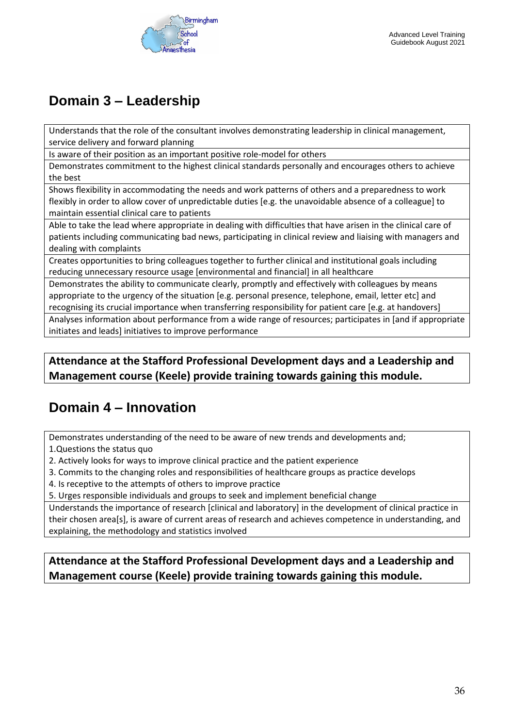## Domain 3 – Leadership

| |
|---|
| Understands that the role of the consultant involves demonstrating leadership in clinical management, service delivery and forward planning |
| Is aware of their position as an important positive role-model for others |
| Demonstrates commitment to the highest clinical standards personally and encourages others to achieve the best |
| Shows flexibility in accommodating the needs and work patterns of others and a preparedness to work flexibly in order to allow cover of unpredictable duties [e.g. the unavoidable absence of a colleague] to maintain essential clinical care to patients |
| Able to take the lead where appropriate in dealing with difficulties that have arisen in the clinical care of patients including communicating bad news, participating in clinical review and liaising with managers and dealing with complaints |
| Creates opportunities to bring colleagues together to further clinical and institutional goals including reducing unnecessary resource usage [environmental and financial] in all healthcare |
| Demonstrates the ability to communicate clearly, promptly and effectively with colleagues by means appropriate to the urgency of the situation [e.g. personal presence, telephone, email, letter etc] and recognising its crucial importance when transferring responsibility for patient care [e.g. at handovers] |
| Analyses information about performance from a wide range of resources; participates in [and if appropriate initiates and leads] initiatives to improve performance |

**Attendance at the Stafford Professional Development days and a Leadership and Management course (Keele) provide training towards gaining this module.**

## Domain 4 – Innovation

| |
|---|
| Demonstrates understanding of the need to be aware of new trends and developments and;<br>1.Questions the status quo<br>2. Actively looks for ways to improve clinical practice and the patient experience<br>3. Commits to the changing roles and responsibilities of healthcare groups as practice develops<br>4. Is receptive to the attempts of others to improve practice<br>5. Urges responsible individuals and groups to seek and implement beneficial change |
| Understands the importance of research [clinical and laboratory] in the development of clinical practice in their chosen area[s], is aware of current areas of research and achieves competence in understanding, and explaining, the methodology and statistics involved |

**Attendance at the Stafford Professional Development days and a Leadership and Management course (Keele) provide training towards gaining this module.**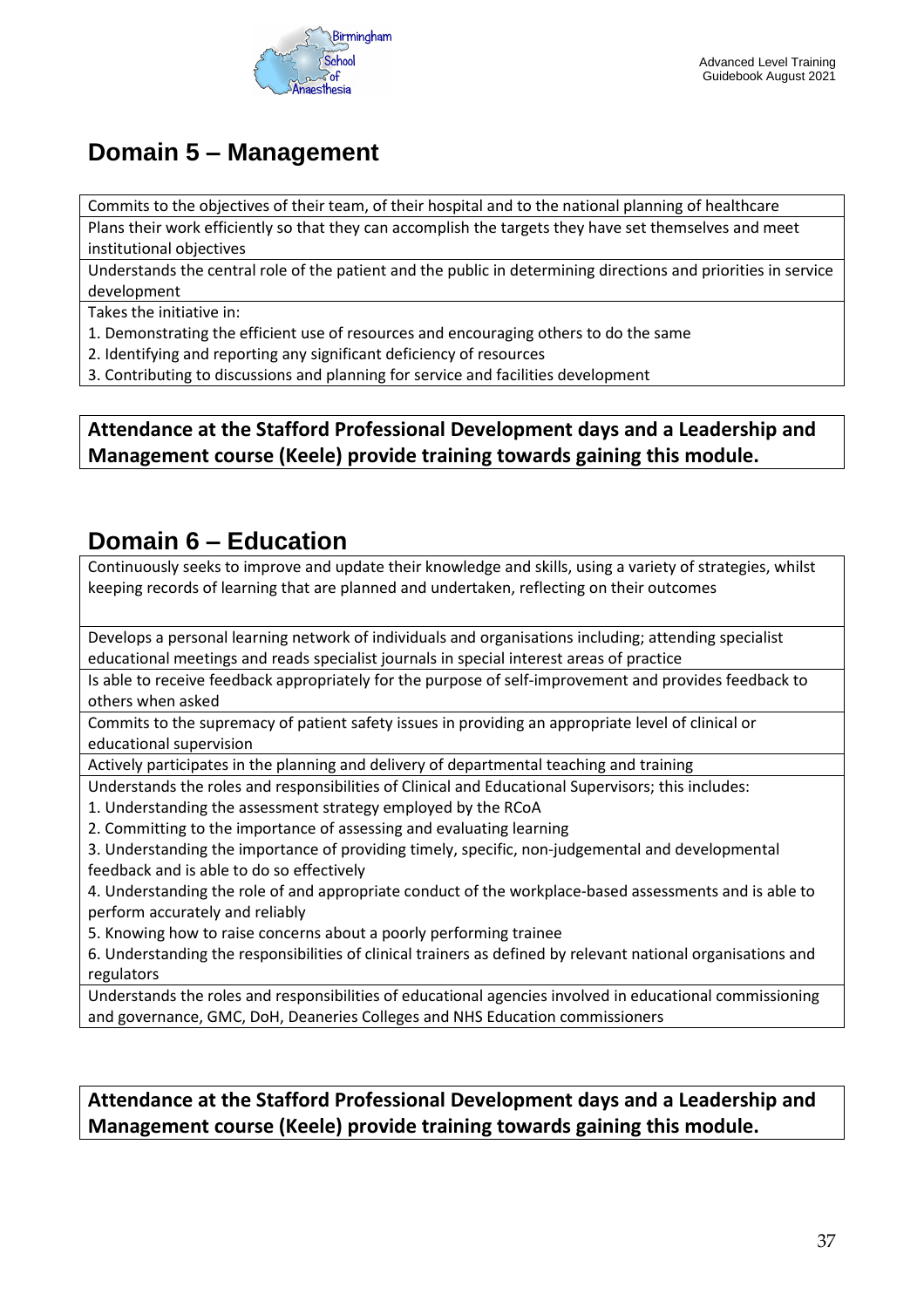## Domain 5 – Management

| Commits to the objectives of their team, of their hospital and to the national planning of healthcare |
| --- |
| Plans their work efficiently so that they can accomplish the targets they have set themselves and meet institutional objectives |
| Understands the central role of the patient and the public in determining directions and priorities in service development |
| Takes the initiative in:<br>1. Demonstrating the efficient use of resources and encouraging others to do the same<br>2. Identifying and reporting any significant deficiency of resources<br>3. Contributing to discussions and planning for service and facilities development |

**Attendance at the Stafford Professional Development days and a Leadership and Management course (Keele) provide training towards gaining this module.**

## Domain 6 – Education

| Continuously seeks to improve and update their knowledge and skills, using a variety of strategies, whilst keeping records of learning that are planned and undertaken, reflecting on their outcomes |
| --- |
| Develops a personal learning network of individuals and organisations including; attending specialist educational meetings and reads specialist journals in special interest areas of practice |
| Is able to receive feedback appropriately for the purpose of self-improvement and provides feedback to others when asked |
| Commits to the supremacy of patient safety issues in providing an appropriate level of clinical or educational supervision |
| Actively participates in the planning and delivery of departmental teaching and training |
| Understands the roles and responsibilities of Clinical and Educational Supervisors; this includes:<br>1. Understanding the assessment strategy employed by the RCoA<br>2. Committing to the importance of assessing and evaluating learning<br>3. Understanding the importance of providing timely, specific, non-judgemental and developmental feedback and is able to do so effectively<br>4. Understanding the role of and appropriate conduct of the workplace-based assessments and is able to perform accurately and reliably<br>5. Knowing how to raise concerns about a poorly performing trainee<br>6. Understanding the responsibilities of clinical trainers as defined by relevant national organisations and regulators |
| Understands the roles and responsibilities of educational agencies involved in educational commissioning and governance, GMC, DoH, Deaneries Colleges and NHS Education commissioners |

**Attendance at the Stafford Professional Development days and a Leadership and Management course (Keele) provide training towards gaining this module.**